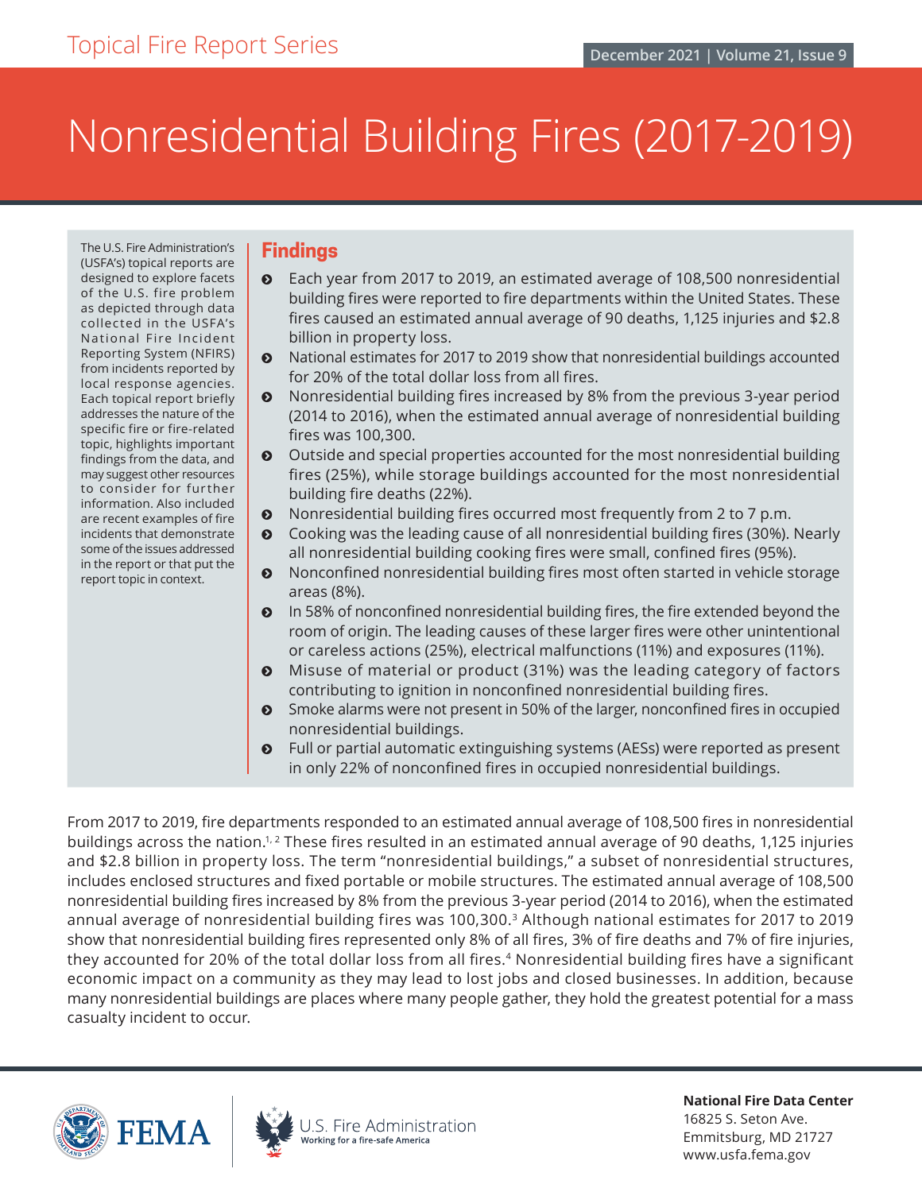Topical Fire Report Series

December 2021 | Volume 21, Issue 9

# Nonresidential Building Fires (2017-2019)

The U.S. Fire Administration's (USFA's) topical reports are designed to explore facets of the U.S. fire problem as depicted through data collected in the USFA's National Fire Incident Reporting System (NFIRS) from incidents reported by local response agencies. Each topical report briefly addresses the nature of the specific fire or fire-related topic, highlights important findings from the data, and may suggest other resources to consider for further information. Also included are recent examples of fire incidents that demonstrate some of the issues addressed in the report or that put the report topic in context.

## Findings

- Each year from 2017 to 2019, an estimated average of 108,500 nonresidential building fires were reported to fire departments within the United States. These fires caused an estimated annual average of 90 deaths, 1,125 injuries and $2.8 billion in property loss.
- National estimates for 2017 to 2019 show that nonresidential buildings accounted for 20% of the total dollar loss from all fires.
- Nonresidential building fires increased by 8% from the previous 3-year period (2014 to 2016), when the estimated annual average of nonresidential building fires was 100,300.
- Outside and special properties accounted for the most nonresidential building fires (25%), while storage buildings accounted for the most nonresidential building fire deaths (22%).
- Nonresidential building fires occurred most frequently from 2 to 7 p.m.
- Cooking was the leading cause of all nonresidential building fires (30%). Nearly all nonresidential building cooking fires were small, confined fires (95%).
- Nonconfined nonresidential building fires most often started in vehicle storage areas (8%).
- In 58% of nonconfined nonresidential building fires, the fire extended beyond the room of origin. The leading causes of these larger fires were other unintentional or careless actions (25%), electrical malfunctions (11%) and exposures (11%).
- Misuse of material or product (31%) was the leading category of factors contributing to ignition in nonconfined nonresidential building fires.
- Smoke alarms were not present in 50% of the larger, nonconfined fires in occupied nonresidential buildings.
- Full or partial automatic extinguishing systems (AESs) were reported as present in only 22% of nonconfined fires in occupied nonresidential buildings.

From 2017 to 2019, fire departments responded to an estimated annual average of 108,500 fires in nonresidential buildings across the nation.[1, 2] These fires resulted in an estimated annual average of 90 deaths, 1,125 injuries and $2.8 billion in property loss. The term "nonresidential buildings," a subset of nonresidential structures, includes enclosed structures and fixed portable or mobile structures. The estimated annual average of 108,500 nonresidential building fires increased by 8% from the previous 3-year period (2014 to 2016), when the estimated annual average of nonresidential building fires was 100,300.[3] Although national estimates for 2017 to 2019 show that nonresidential building fires represented only 8% of all fires, 3% of fire deaths and 7% of fire injuries, they accounted for 20% of the total dollar loss from all fires.[4] Nonresidential building fires have a significant economic impact on a community as they may lead to lost jobs and closed businesses. In addition, because many nonresidential buildings are places where many people gather, they hold the greatest potential for a mass casualty incident to occur.

**National Fire Data Center**
16825 S. Seton Ave.
Emmitsburg, MD 21727
www.usfa.fema.gov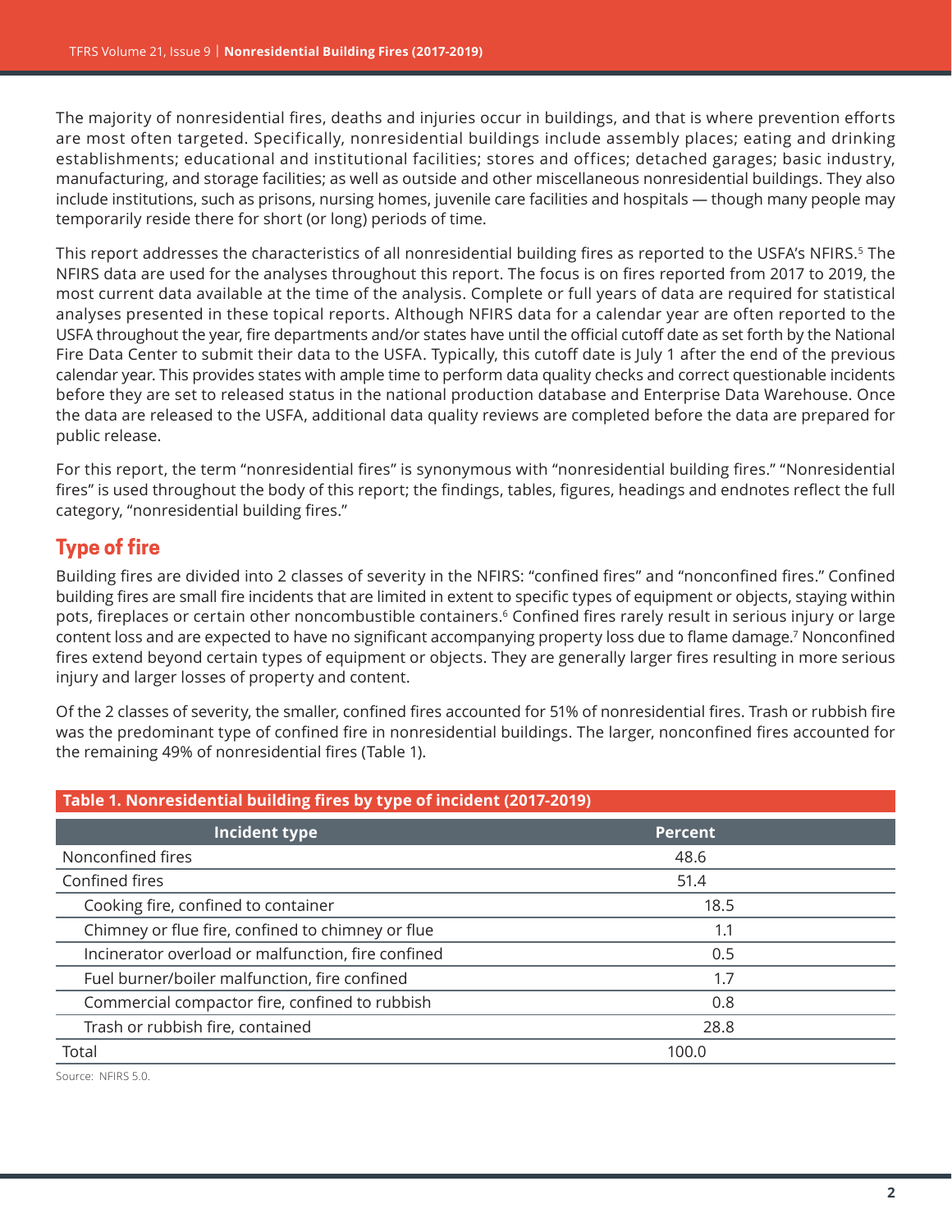The majority of nonresidential fires, deaths and injuries occur in buildings, and that is where prevention efforts are most often targeted. Specifically, nonresidential buildings include assembly places; eating and drinking establishments; educational and institutional facilities; stores and offices; detached garages; basic industry, manufacturing, and storage facilities; as well as outside and other miscellaneous nonresidential buildings. They also include institutions, such as prisons, nursing homes, juvenile care facilities and hospitals — though many people may temporarily reside there for short (or long) periods of time.

This report addresses the characteristics of all nonresidential building fires as reported to the USFA's NFIRS.[5] The NFIRS data are used for the analyses throughout this report. The focus is on fires reported from 2017 to 2019, the most current data available at the time of the analysis. Complete or full years of data are required for statistical analyses presented in these topical reports. Although NFIRS data for a calendar year are often reported to the USFA throughout the year, fire departments and/or states have until the official cutoff date as set forth by the National Fire Data Center to submit their data to the USFA. Typically, this cutoff date is July 1 after the end of the previous calendar year. This provides states with ample time to perform data quality checks and correct questionable incidents before they are set to released status in the national production database and Enterprise Data Warehouse. Once the data are released to the USFA, additional data quality reviews are completed before the data are prepared for public release.

For this report, the term "nonresidential fires" is synonymous with "nonresidential building fires." "Nonresidential fires" is used throughout the body of this report; the findings, tables, figures, headings and endnotes reflect the full category, "nonresidential building fires."

## Type of fire

Building fires are divided into 2 classes of severity in the NFIRS: "confined fires" and "nonconfined fires." Confined building fires are small fire incidents that are limited in extent to specific types of equipment or objects, staying within pots, fireplaces or certain other noncombustible containers.[6] Confined fires rarely result in serious injury or large content loss and are expected to have no significant accompanying property loss due to flame damage.[7] Nonconfined fires extend beyond certain types of equipment or objects. They are generally larger fires resulting in more serious injury and larger losses of property and content.

Of the 2 classes of severity, the smaller, confined fires accounted for 51% of nonresidential fires. Trash or rubbish fire was the predominant type of confined fire in nonresidential buildings. The larger, nonconfined fires accounted for the remaining 49% of nonresidential fires (Table 1).

**Table 1. Nonresidential building fires by type of incident (2017-2019)**

| Incident type | Percent |
|---|---|
| Nonconfined fires | 48.6 |
| Confined fires | 51.4 |
| Cooking fire, confined to container | 18.5 |
| Chimney or flue fire, confined to chimney or flue | 1.1 |
| Incinerator overload or malfunction, fire confined | 0.5 |
| Fuel burner/boiler malfunction, fire confined | 1.7 |
| Commercial compactor fire, confined to rubbish | 0.8 |
| Trash or rubbish fire, contained | 28.8 |
| Total | 100.0 |

Source: NFIRS 5.0.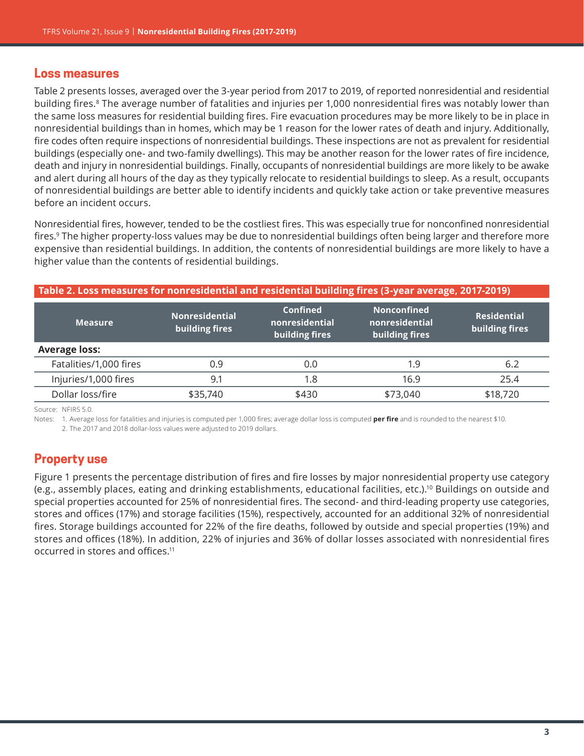## Loss measures

Table 2 presents losses, averaged over the 3-year period from 2017 to 2019, of reported nonresidential and residential building fires.[8] The average number of fatalities and injuries per 1,000 nonresidential fires was notably lower than the same loss measures for residential building fires. Fire evacuation procedures may be more likely to be in place in nonresidential buildings than in homes, which may be 1 reason for the lower rates of death and injury. Additionally, fire codes often require inspections of nonresidential buildings. These inspections are not as prevalent for residential buildings (especially one- and two-family dwellings). This may be another reason for the lower rates of fire incidence, death and injury in nonresidential buildings. Finally, occupants of nonresidential buildings are more likely to be awake and alert during all hours of the day as they typically relocate to residential buildings to sleep. As a result, occupants of nonresidential buildings are better able to identify incidents and quickly take action or take preventive measures before an incident occurs.

Nonresidential fires, however, tended to be the costliest fires. This was especially true for nonconfined nonresidential fires.[9] The higher property-loss values may be due to nonresidential buildings often being larger and therefore more expensive than residential buildings. In addition, the contents of nonresidential buildings are more likely to have a higher value than the contents of residential buildings.

**Table 2. Loss measures for nonresidential and residential building fires (3-year average, 2017-2019)**

| Measure | Nonresidential building fires | Confined nonresidential building fires | Nonconfined nonresidential building fires | Residential building fires |
|---|---|---|---|---|
| **Average loss:** | | | | |
| Fatalities/1,000 fires | 0.9 | 0.0 | 1.9 | 6.2 |
| Injuries/1,000 fires | 9.1 | 1.8 | 16.9 | 25.4 |
| Dollar loss/fire | $35,740 | $430 | $73,040 | $18,720 |

Source: NFIRS 5.0.

Notes: 1. Average loss for fatalities and injuries is computed per 1,000 fires; average dollar loss is computed **per fire** and is rounded to the nearest $10.
2. The 2017 and 2018 dollar-loss values were adjusted to 2019 dollars.

## Property use

Figure 1 presents the percentage distribution of fires and fire losses by major nonresidential property use category (e.g., assembly places, eating and drinking establishments, educational facilities, etc.).[10] Buildings on outside and special properties accounted for 25% of nonresidential fires. The second- and third-leading property use categories, stores and offices (17%) and storage facilities (15%), respectively, accounted for an additional 32% of nonresidential fires. Storage buildings accounted for 22% of the fire deaths, followed by outside and special properties (19%) and stores and offices (18%). In addition, 22% of injuries and 36% of dollar losses associated with nonresidential fires occurred in stores and offices.[11]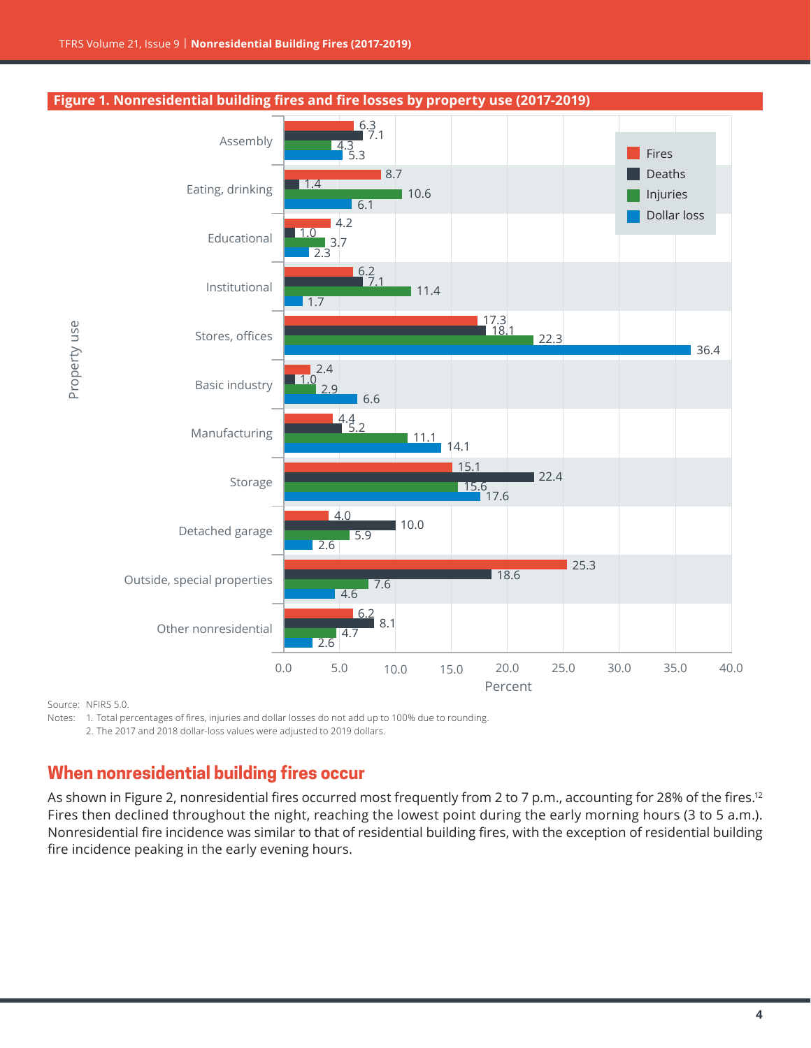**Figure 1. Nonresidential building fires and fire losses by property use (2017-2019)**

| Property use | Fires | Deaths | Injuries | Dollar loss |
|---|---|---|---|---|
| Assembly | 6.3 | 7.1 | 4.3 | 5.3 |
| Eating, drinking | 8.7 | 1.4 | 10.6 | 6.1 |
| Educational | 4.2 | 1.0 | 3.7 | 2.3 |
| Institutional | 6.2 | 7.1 | 11.4 | 1.7 |
| Stores, offices | 17.3 | 18.1 | 22.3 | 36.4 |
| Basic industry | 2.4 | 1.0 | 2.9 | 6.6 |
| Manufacturing | 4.4 | 5.2 | 11.1 | 14.1 |
| Storage | 15.1 | 22.4 | 15.6 | 17.6 |
| Detached garage | 4.0 | 10.0 | 5.9 | 2.6 |
| Outside, special properties | 25.3 | 18.6 | 7.6 | 4.6 |
| Other nonresidential | 6.2 | 8.1 | 4.7 | 2.6 |

Percent

Source: NFIRS 5.0.

Notes: 1. Total percentages of fires, injuries and dollar losses do not add up to 100% due to rounding.
2. The 2017 and 2018 dollar-loss values were adjusted to 2019 dollars.

## When nonresidential building fires occur

As shown in Figure 2, nonresidential fires occurred most frequently from 2 to 7 p.m., accounting for 28% of the fires.[12] Fires then declined throughout the night, reaching the lowest point during the early morning hours (3 to 5 a.m.). Nonresidential fire incidence was similar to that of residential building fires, with the exception of residential building fire incidence peaking in the early evening hours.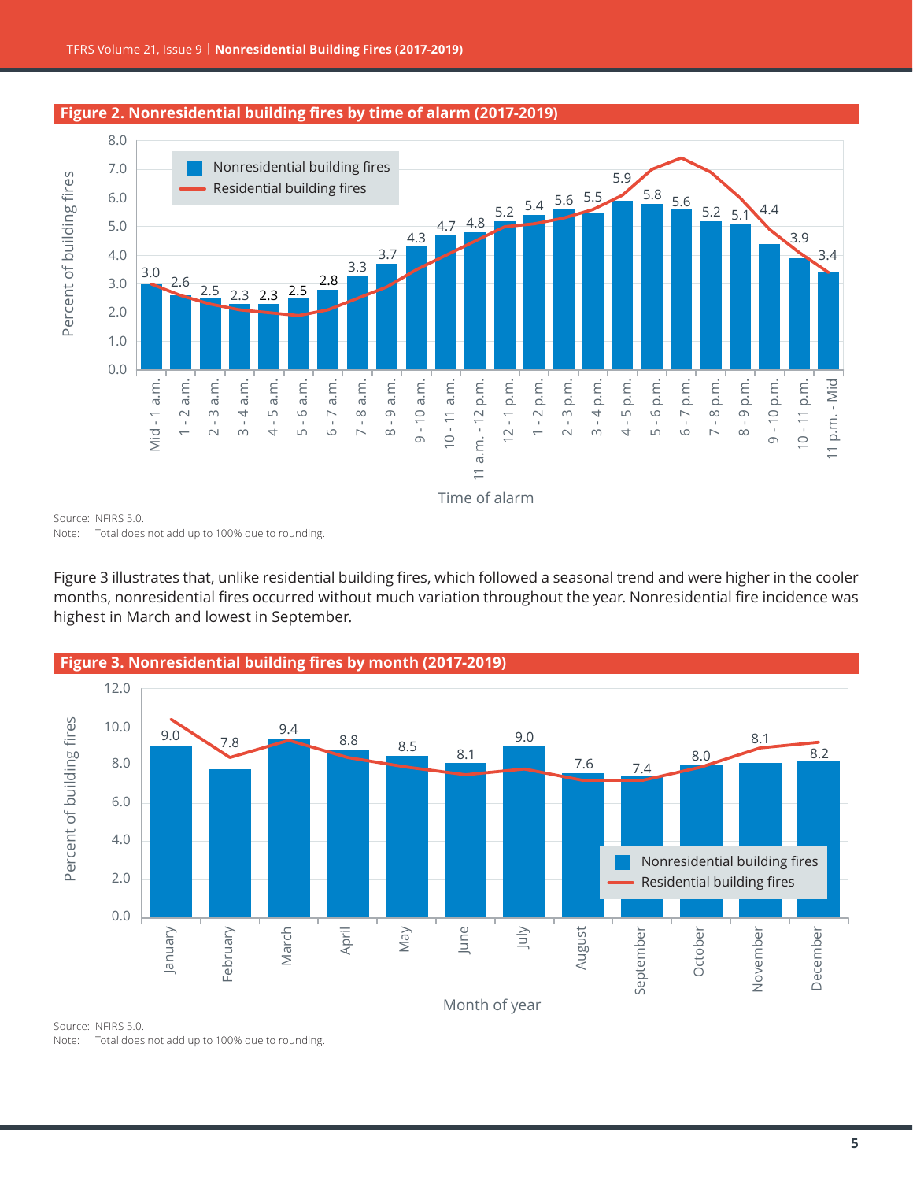**Figure 2. Nonresidential building fires by time of alarm (2017-2019)**

| Time of alarm | Nonresidential building fires (%) |
|---|---|
| Mid - 1 a.m. | 3.0 |
| 1 - 2 a.m. | 2.6 |
| 2 - 3 a.m. | 2.5 |
| 3 - 4 a.m. | 2.3 |
| 4 - 5 a.m. | 2.3 |
| 5 - 6 a.m. | 2.5 |
| 6 - 7 a.m. | 2.8 |
| 7 - 8 a.m. | 3.3 |
| 8 - 9 a.m. | 3.7 |
| 9 - 10 a.m. | 4.3 |
| 10 - 11 a.m. | 4.7 |
| 11 a.m. - 12 p.m. | 4.8 |
| 12 - 1 p.m. | 5.2 |
| 1 - 2 p.m. | 5.4 |
| 2 - 3 p.m. | 5.6 |
| 3 - 4 p.m. | 5.5 |
| 4 - 5 p.m. | 5.9 |
| 5 - 6 p.m. | 5.8 |
| 6 - 7 p.m. | 5.6 |
| 7 - 8 p.m. | 5.2 |
| 8 - 9 p.m. | 5.1 |
| 9 - 10 p.m. | 4.4 |
| 10 - 11 p.m. | 3.9 |
| 11 p.m. - Mid | 3.4 |

Source: NFIRS 5.0.
Note: Total does not add up to 100% due to rounding.

Figure 3 illustrates that, unlike residential building fires, which followed a seasonal trend and were higher in the cooler months, nonresidential fires occurred without much variation throughout the year. Nonresidential fire incidence was highest in March and lowest in September.

**Figure 3. Nonresidential building fires by month (2017-2019)**

| Month of year | Nonresidential building fires (%) |
|---|---|
| January | 9.0 |
| February | 7.8 |
| March | 9.4 |
| April | 8.8 |
| May | 8.5 |
| June | 8.1 |
| July | 9.0 |
| August | 7.6 |
| September | 7.4 |
| October | 8.0 |
| November | 8.1 |
| December | 8.2 |

Source: NFIRS 5.0.
Note: Total does not add up to 100% due to rounding.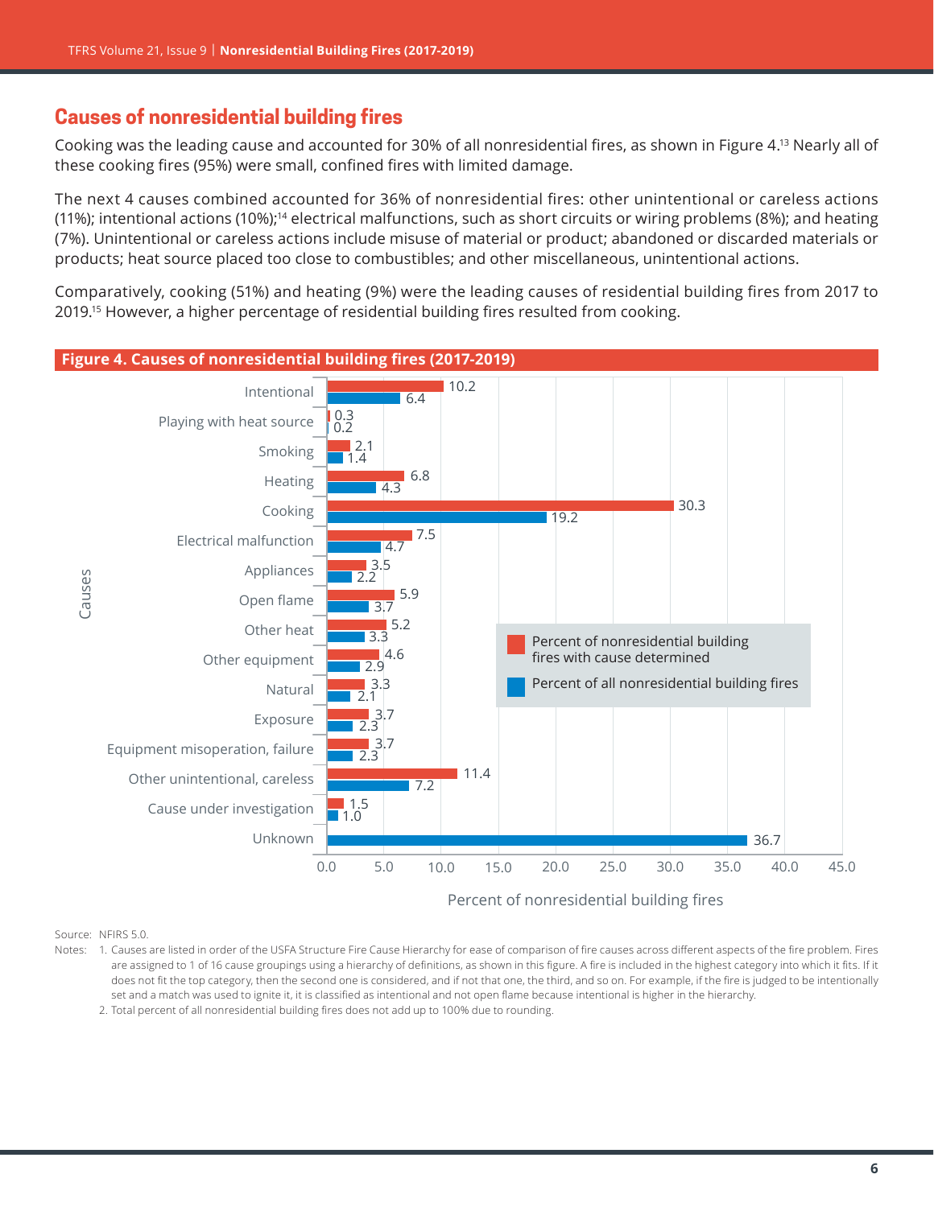## Causes of nonresidential building fires

Cooking was the leading cause and accounted for 30% of all nonresidential fires, as shown in Figure 4.[13] Nearly all of these cooking fires (95%) were small, confined fires with limited damage.

The next 4 causes combined accounted for 36% of nonresidential fires: other unintentional or careless actions (11%); intentional actions (10%);[14] electrical malfunctions, such as short circuits or wiring problems (8%); and heating (7%). Unintentional or careless actions include misuse of material or product; abandoned or discarded materials or products; heat source placed too close to combustibles; and other miscellaneous, unintentional actions.

Comparatively, cooking (51%) and heating (9%) were the leading causes of residential building fires from 2017 to 2019.[15] However, a higher percentage of residential building fires resulted from cooking.

**Figure 4. Causes of nonresidential building fires (2017-2019)**

| Causes | Percent of nonresidential building fires with cause determined | Percent of all nonresidential building fires |
|---|---|---|
| Intentional | 10.2 | 6.4 |
| Playing with heat source | 0.3 | 0.2 |
| Smoking | 2.1 | 1.4 |
| Heating | 6.8 | 4.3 |
| Cooking | 30.3 | 19.2 |
| Electrical malfunction | 7.5 | 4.7 |
| Appliances | 3.5 | 2.2 |
| Open flame | 5.9 | 3.7 |
| Other heat | 5.2 | 3.3 |
| Other equipment | 4.6 | 2.9 |
| Natural | 3.3 | 2.1 |
| Exposure | 3.7 | 2.3 |
| Equipment misoperation, failure | 3.7 | 2.3 |
| Other unintentional, careless | 11.4 | 7.2 |
| Cause under investigation | 1.5 | 1.0 |
| Unknown | | 36.7 |

Source: NFIRS 5.0.

Notes: 1. Causes are listed in order of the USFA Structure Fire Cause Hierarchy for ease of comparison of fire causes across different aspects of the fire problem. Fires are assigned to 1 of 16 cause groupings using a hierarchy of definitions, as shown in this figure. A fire is included in the highest category into which it fits. If it does not fit the top category, then the second one is considered, and if not that one, the third, and so on. For example, if the fire is judged to be intentionally set and a match was used to ignite it, it is classified as intentional and not open flame because intentional is higher in the hierarchy.

2. Total percent of all nonresidential building fires does not add up to 100% due to rounding.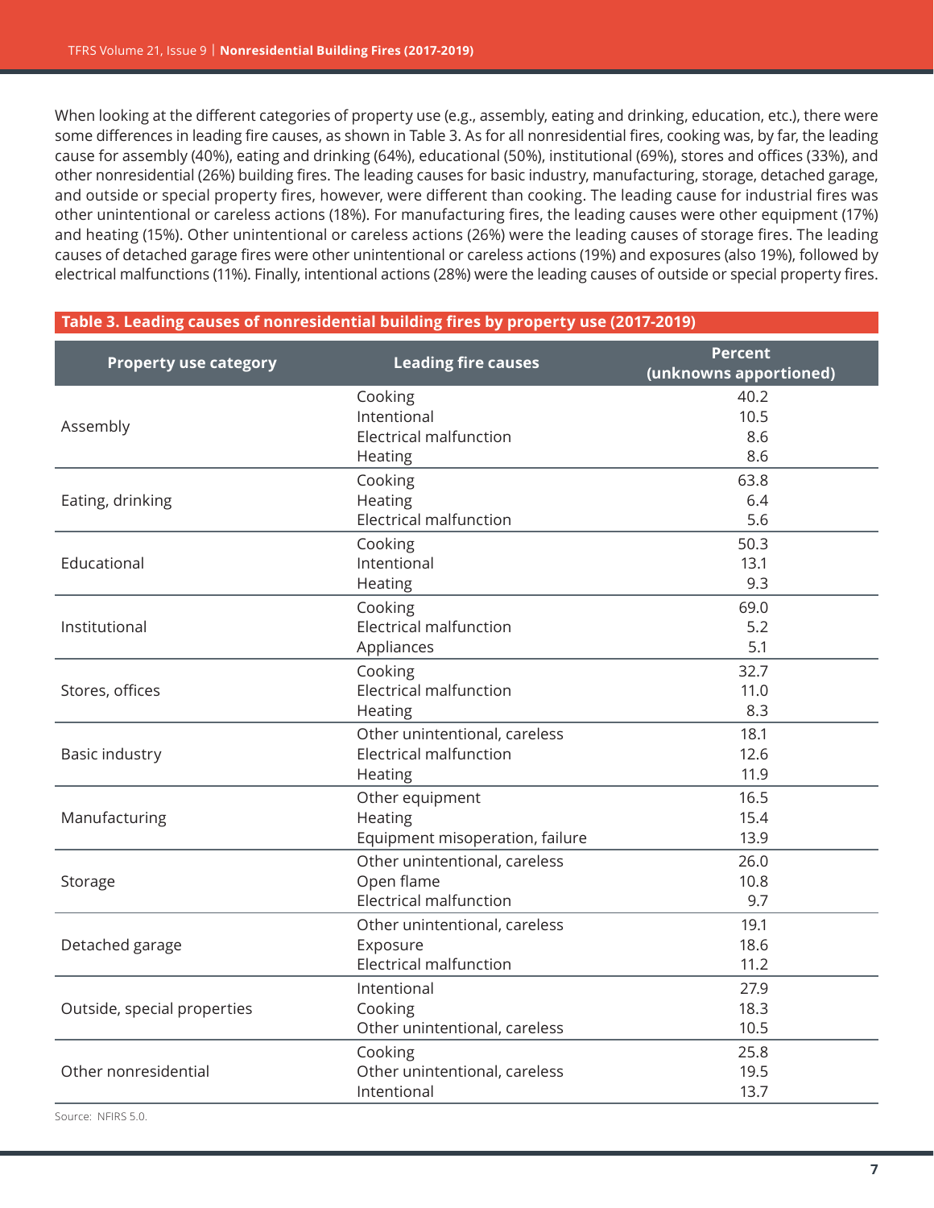When looking at the different categories of property use (e.g., assembly, eating and drinking, education, etc.), there were some differences in leading fire causes, as shown in Table 3. As for all nonresidential fires, cooking was, by far, the leading cause for assembly (40%), eating and drinking (64%), educational (50%), institutional (69%), stores and offices (33%), and other nonresidential (26%) building fires. The leading causes for basic industry, manufacturing, storage, detached garage, and outside or special property fires, however, were different than cooking. The leading cause for industrial fires was other unintentional or careless actions (18%). For manufacturing fires, the leading causes were other equipment (17%) and heating (15%). Other unintentional or careless actions (26%) were the leading causes of storage fires. The leading causes of detached garage fires were other unintentional or careless actions (19%) and exposures (also 19%), followed by electrical malfunctions (11%). Finally, intentional actions (28%) were the leading causes of outside or special property fires.

**Table 3. Leading causes of nonresidential building fires by property use (2017-2019)**

| Property use category | Leading fire causes | Percent (unknowns apportioned) |
|---|---|---|
| Assembly | Cooking | 40.2 |
| | Intentional | 10.5 |
| | Electrical malfunction | 8.6 |
| | Heating | 8.6 |
| Eating, drinking | Cooking | 63.8 |
| | Heating | 6.4 |
| | Electrical malfunction | 5.6 |
| Educational | Cooking | 50.3 |
| | Intentional | 13.1 |
| | Heating | 9.3 |
| Institutional | Cooking | 69.0 |
| | Electrical malfunction | 5.2 |
| | Appliances | 5.1 |
| Stores, offices | Cooking | 32.7 |
| | Electrical malfunction | 11.0 |
| | Heating | 8.3 |
| Basic industry | Other unintentional, careless | 18.1 |
| | Electrical malfunction | 12.6 |
| | Heating | 11.9 |
| Manufacturing | Other equipment | 16.5 |
| | Heating | 15.4 |
| | Equipment misoperation, failure | 13.9 |
| Storage | Other unintentional, careless | 26.0 |
| | Open flame | 10.8 |
| | Electrical malfunction | 9.7 |
| Detached garage | Other unintentional, careless | 19.1 |
| | Exposure | 18.6 |
| | Electrical malfunction | 11.2 |
| Outside, special properties | Intentional | 27.9 |
| | Cooking | 18.3 |
| | Other unintentional, careless | 10.5 |
| Other nonresidential | Cooking | 25.8 |
| | Other unintentional, careless | 19.5 |
| | Intentional | 13.7 |

Source: NFIRS 5.0.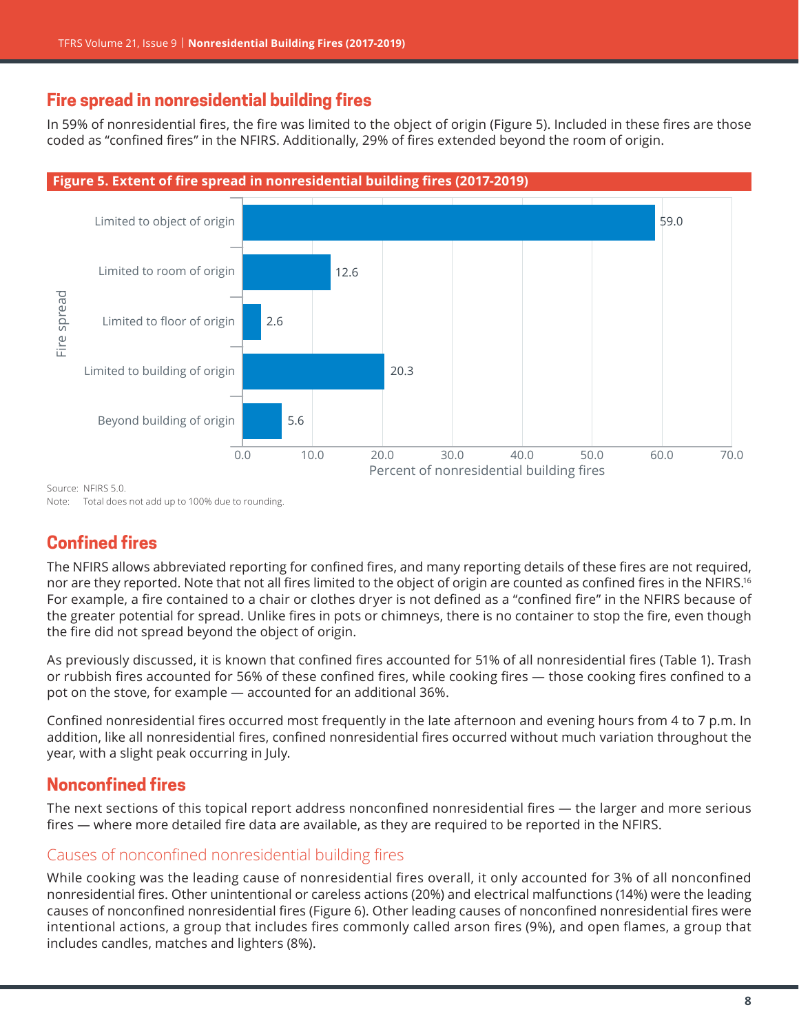## Fire spread in nonresidential building fires

In 59% of nonresidential fires, the fire was limited to the object of origin (Figure 5). Included in these fires are those coded as "confined fires" in the NFIRS. Additionally, 29% of fires extended beyond the room of origin.

**Figure 5. Extent of fire spread in nonresidential building fires (2017-2019)**

| Fire spread | Percent of nonresidential building fires |
|---|---|
| Limited to object of origin | 59.0 |
| Limited to room of origin | 12.6 |
| Limited to floor of origin | 2.6 |
| Limited to building of origin | 20.3 |
| Beyond building of origin | 5.6 |

Source: NFIRS 5.0.
Note: Total does not add up to 100% due to rounding.

## Confined fires

The NFIRS allows abbreviated reporting for confined fires, and many reporting details of these fires are not required, nor are they reported. Note that not all fires limited to the object of origin are counted as confined fires in the NFIRS.[16] For example, a fire contained to a chair or clothes dryer is not defined as a "confined fire" in the NFIRS because of the greater potential for spread. Unlike fires in pots or chimneys, there is no container to stop the fire, even though the fire did not spread beyond the object of origin.

As previously discussed, it is known that confined fires accounted for 51% of all nonresidential fires (Table 1). Trash or rubbish fires accounted for 56% of these confined fires, while cooking fires — those cooking fires confined to a pot on the stove, for example — accounted for an additional 36%.

Confined nonresidential fires occurred most frequently in the late afternoon and evening hours from 4 to 7 p.m. In addition, like all nonresidential fires, confined nonresidential fires occurred without much variation throughout the year, with a slight peak occurring in July.

## Nonconfined fires

The next sections of this topical report address nonconfined nonresidential fires — the larger and more serious fires — where more detailed fire data are available, as they are required to be reported in the NFIRS.

### Causes of nonconfined nonresidential building fires

While cooking was the leading cause of nonresidential fires overall, it only accounted for 3% of all nonconfined nonresidential fires. Other unintentional or careless actions (20%) and electrical malfunctions (14%) were the leading causes of nonconfined nonresidential fires (Figure 6). Other leading causes of nonconfined nonresidential fires were intentional actions, a group that includes fires commonly called arson fires (9%), and open flames, a group that includes candles, matches and lighters (8%).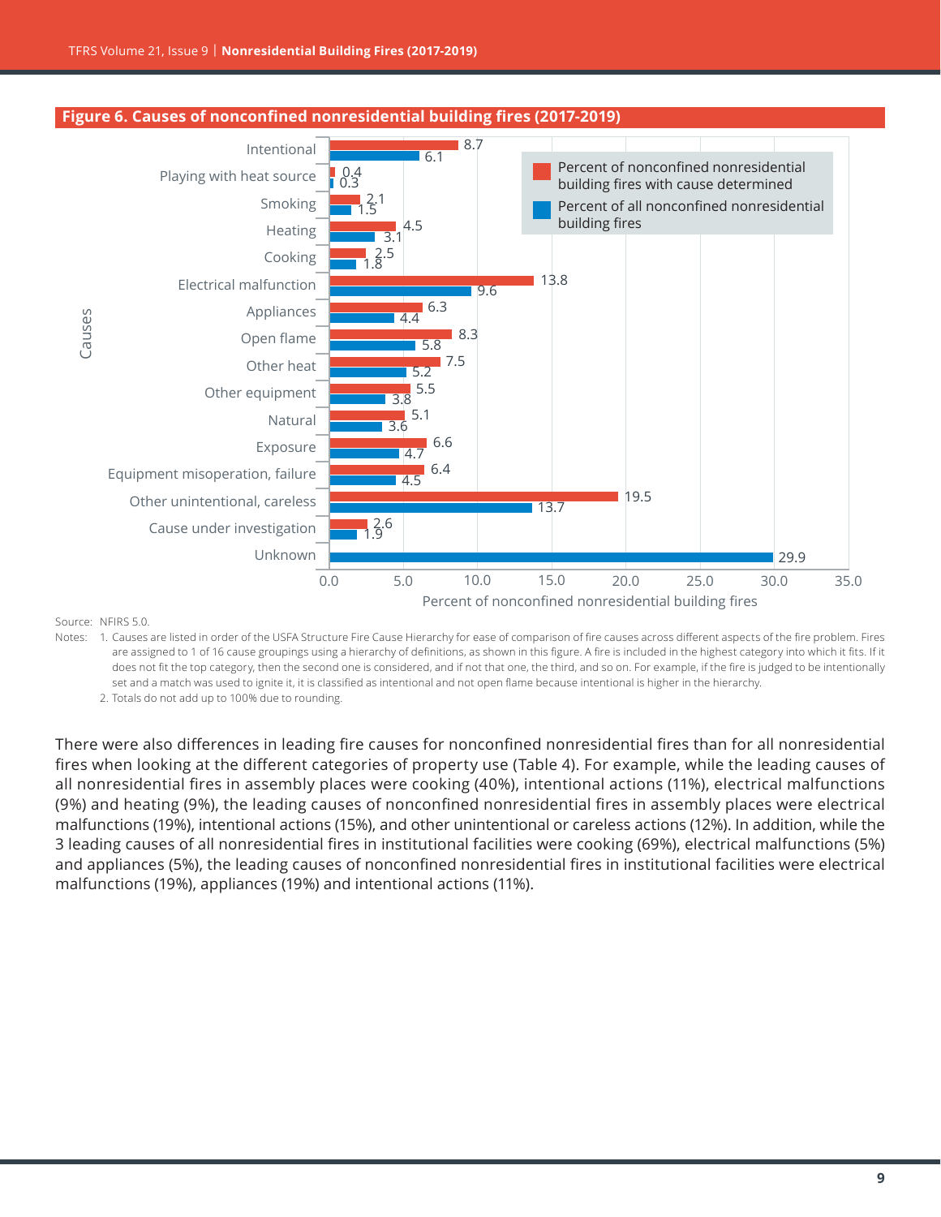## Figure 6. Causes of nonconfined nonresidential building fires (2017-2019)

| Causes | Percent of nonconfined nonresidential building fires with cause determined | Percent of all nonconfined nonresidential building fires |
|---|---|---|
| Intentional | 8.7 | 6.1 |
| Playing with heat source | 0.4 | 0.3 |
| Smoking | 2.1 | 1.5 |
| Heating | 4.5 | 3.1 |
| Cooking | 2.5 | 1.8 |
| Electrical malfunction | 13.8 | 9.6 |
| Appliances | 6.3 | 4.4 |
| Open flame | 8.3 | 5.8 |
| Other heat | 7.5 | 5.2 |
| Other equipment | 5.5 | 3.8 |
| Natural | 5.1 | 3.6 |
| Exposure | 6.6 | 4.7 |
| Equipment misoperation, failure | 6.4 | 4.5 |
| Other unintentional, careless | 19.5 | 13.7 |
| Cause under investigation | 2.6 | 1.9 |
| Unknown | | 29.9 |

Percent of nonconfined nonresidential building fires

Source: NFIRS 5.0.

Notes: 1. Causes are listed in order of the USFA Structure Fire Cause Hierarchy for ease of comparison of fire causes across different aspects of the fire problem. Fires are assigned to 1 of 16 cause groupings using a hierarchy of definitions, as shown in this figure. A fire is included in the highest category into which it fits. If it does not fit the top category, then the second one is considered, and if not that one, the third, and so on. For example, if the fire is judged to be intentionally set and a match was used to ignite it, it is classified as intentional and not open flame because intentional is higher in the hierarchy.

2. Totals do not add up to 100% due to rounding.

There were also differences in leading fire causes for nonconfined nonresidential fires than for all nonresidential fires when looking at the different categories of property use (Table 4). For example, while the leading causes of all nonresidential fires in assembly places were cooking (40%), intentional actions (11%), electrical malfunctions (9%) and heating (9%), the leading causes of nonconfined nonresidential fires in assembly places were electrical malfunctions (19%), intentional actions (15%), and other unintentional or careless actions (12%). In addition, while the 3 leading causes of all nonresidential fires in institutional facilities were cooking (69%), electrical malfunctions (5%) and appliances (5%), the leading causes of nonconfined nonresidential fires in institutional facilities were electrical malfunctions (19%), appliances (19%) and intentional actions (11%).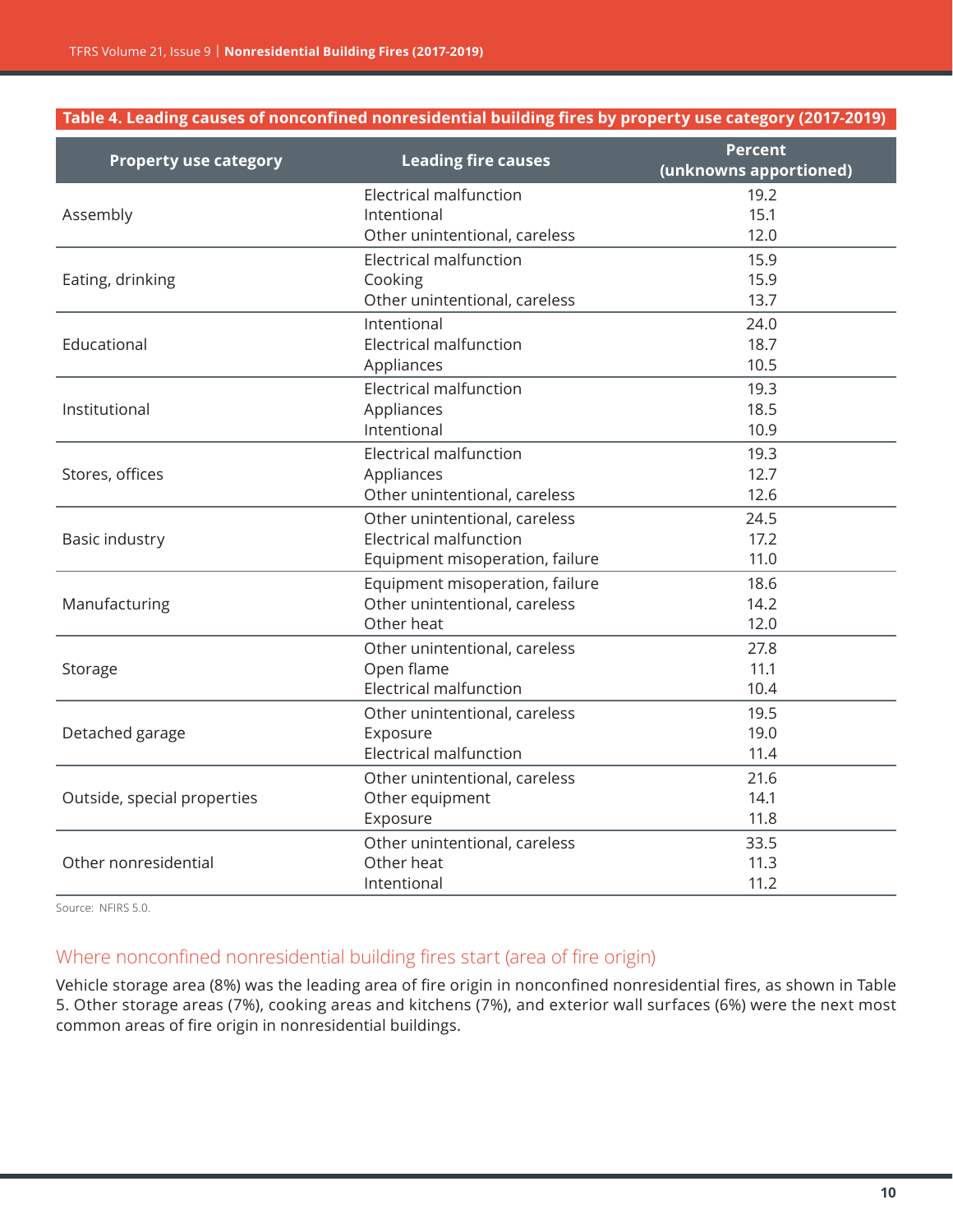**Table 4. Leading causes of nonconfined nonresidential building fires by property use category (2017-2019)**

| Property use category | Leading fire causes | Percent (unknowns apportioned) |
|---|---|---|
| Assembly | Electrical malfunction | 19.2 |
| | Intentional | 15.1 |
| | Other unintentional, careless | 12.0 |
| Eating, drinking | Electrical malfunction | 15.9 |
| | Cooking | 15.9 |
| | Other unintentional, careless | 13.7 |
| Educational | Intentional | 24.0 |
| | Electrical malfunction | 18.7 |
| | Appliances | 10.5 |
| Institutional | Electrical malfunction | 19.3 |
| | Appliances | 18.5 |
| | Intentional | 10.9 |
| Stores, offices | Electrical malfunction | 19.3 |
| | Appliances | 12.7 |
| | Other unintentional, careless | 12.6 |
| Basic industry | Other unintentional, careless | 24.5 |
| | Electrical malfunction | 17.2 |
| | Equipment misoperation, failure | 11.0 |
| Manufacturing | Equipment misoperation, failure | 18.6 |
| | Other unintentional, careless | 14.2 |
| | Other heat | 12.0 |
| Storage | Other unintentional, careless | 27.8 |
| | Open flame | 11.1 |
| | Electrical malfunction | 10.4 |
| Detached garage | Other unintentional, careless | 19.5 |
| | Exposure | 19.0 |
| | Electrical malfunction | 11.4 |
| Outside, special properties | Other unintentional, careless | 21.6 |
| | Other equipment | 14.1 |
| | Exposure | 11.8 |
| Other nonresidential | Other unintentional, careless | 33.5 |
| | Other heat | 11.3 |
| | Intentional | 11.2 |

Source: NFIRS 5.0.

## Where nonconfined nonresidential building fires start (area of fire origin)

Vehicle storage area (8%) was the leading area of fire origin in nonconfined nonresidential fires, as shown in Table 5. Other storage areas (7%), cooking areas and kitchens (7%), and exterior wall surfaces (6%) were the next most common areas of fire origin in nonresidential buildings.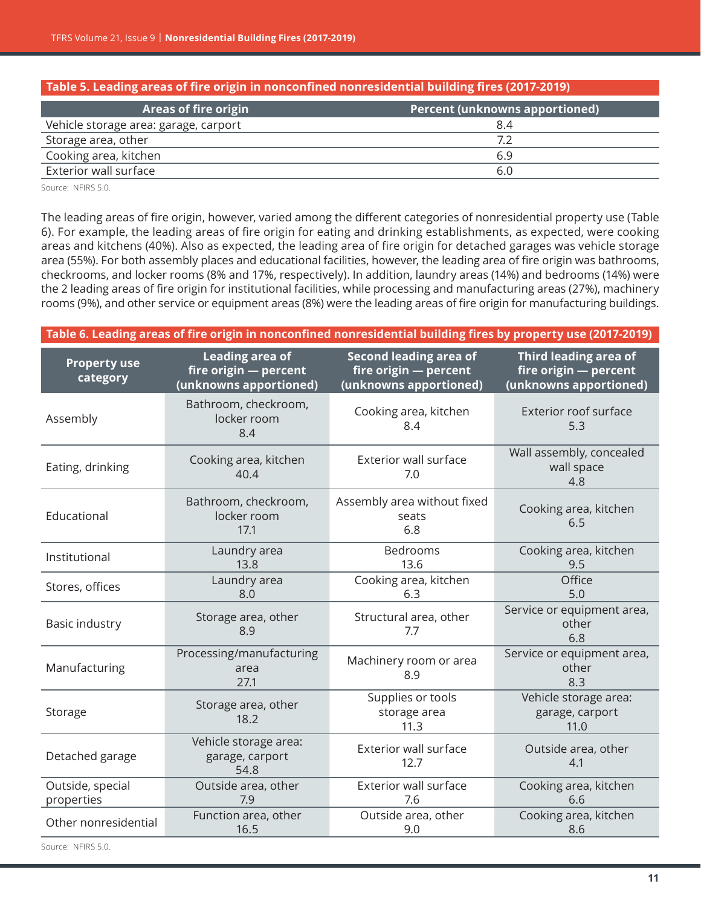**Table 5. Leading areas of fire origin in nonconfined nonresidential building fires (2017-2019)**

| Areas of fire origin | Percent (unknowns apportioned) |
|---|---|
| Vehicle storage area: garage, carport | 8.4 |
| Storage area, other | 7.2 |
| Cooking area, kitchen | 6.9 |
| Exterior wall surface | 6.0 |

Source: NFIRS 5.0.

The leading areas of fire origin, however, varied among the different categories of nonresidential property use (Table 6). For example, the leading areas of fire origin for eating and drinking establishments, as expected, were cooking areas and kitchens (40%). Also as expected, the leading area of fire origin for detached garages was vehicle storage area (55%). For both assembly places and educational facilities, however, the leading area of fire origin was bathrooms, checkrooms, and locker rooms (8% and 17%, respectively). In addition, laundry areas (14%) and bedrooms (14%) were the 2 leading areas of fire origin for institutional facilities, while processing and manufacturing areas (27%), machinery rooms (9%), and other service or equipment areas (8%) were the leading areas of fire origin for manufacturing buildings.

**Table 6. Leading areas of fire origin in nonconfined nonresidential building fires by property use (2017-2019)**

| Property use category | Leading area of fire origin — percent (unknowns apportioned) | Second leading area of fire origin — percent (unknowns apportioned) | Third leading area of fire origin — percent (unknowns apportioned) |
|---|---|---|---|
| Assembly | Bathroom, checkroom, locker room 8.4 | Cooking area, kitchen 8.4 | Exterior roof surface 5.3 |
| Eating, drinking | Cooking area, kitchen 40.4 | Exterior wall surface 7.0 | Wall assembly, concealed wall space 4.8 |
| Educational | Bathroom, checkroom, locker room 17.1 | Assembly area without fixed seats 6.8 | Cooking area, kitchen 6.5 |
| Institutional | Laundry area 13.8 | Bedrooms 13.6 | Cooking area, kitchen 9.5 |
| Stores, offices | Laundry area 8.0 | Cooking area, kitchen 6.3 | Office 5.0 |
| Basic industry | Storage area, other 8.9 | Structural area, other 7.7 | Service or equipment area, other 6.8 |
| Manufacturing | Processing/manufacturing area 27.1 | Machinery room or area 8.9 | Service or equipment area, other 8.3 |
| Storage | Storage area, other 18.2 | Supplies or tools storage area 11.3 | Vehicle storage area: garage, carport 11.0 |
| Detached garage | Vehicle storage area: garage, carport 54.8 | Exterior wall surface 12.7 | Outside area, other 4.1 |
| Outside, special properties | Outside area, other 7.9 | Exterior wall surface 7.6 | Cooking area, kitchen 6.6 |
| Other nonresidential | Function area, other 16.5 | Outside area, other 9.0 | Cooking area, kitchen 8.6 |

Source: NFIRS 5.0.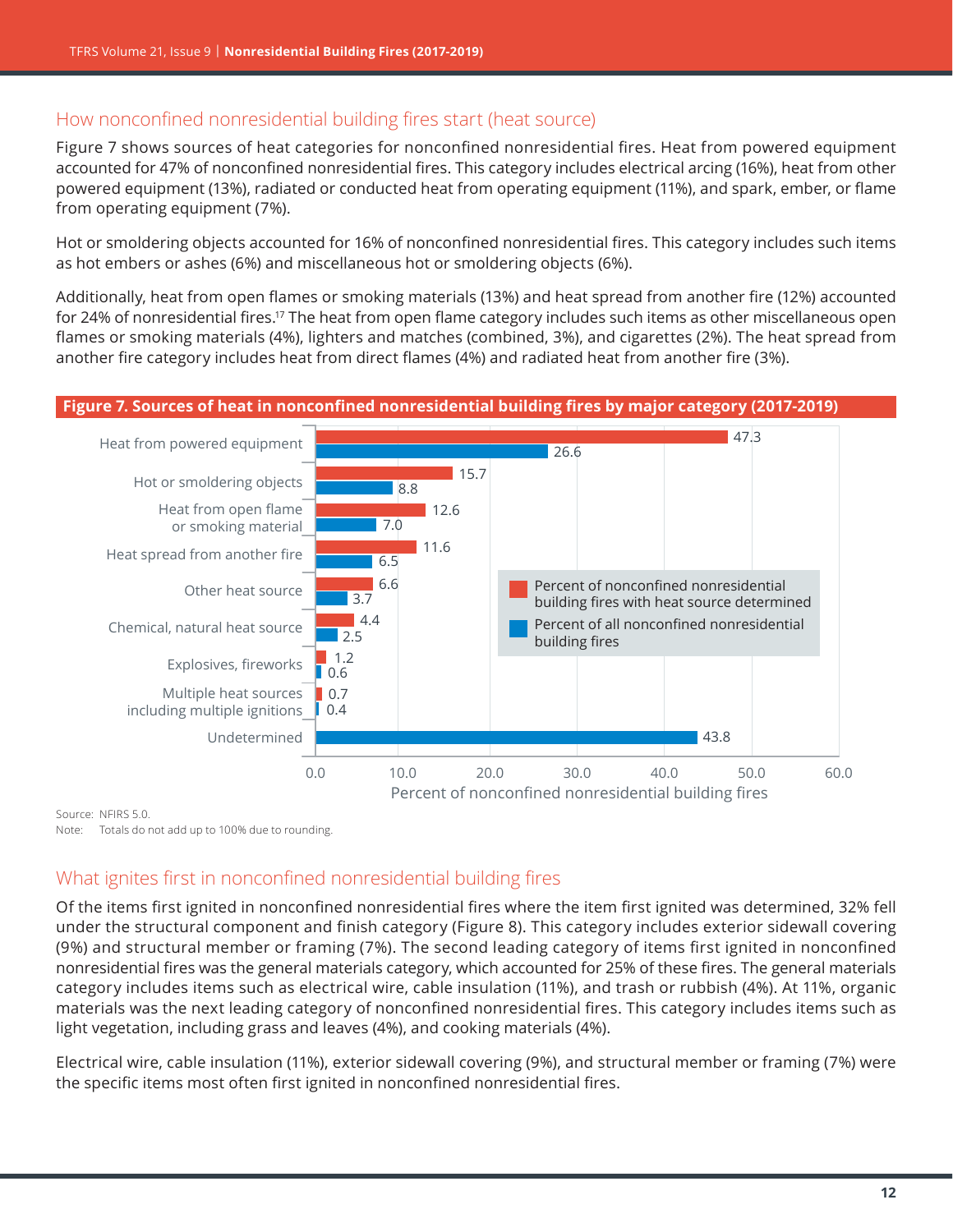## How nonconfined nonresidential building fires start (heat source)

Figure 7 shows sources of heat categories for nonconfined nonresidential fires. Heat from powered equipment accounted for 47% of nonconfined nonresidential fires. This category includes electrical arcing (16%), heat from other powered equipment (13%), radiated or conducted heat from operating equipment (11%), and spark, ember, or flame from operating equipment (7%).

Hot or smoldering objects accounted for 16% of nonconfined nonresidential fires. This category includes such items as hot embers or ashes (6%) and miscellaneous hot or smoldering objects (6%).

Additionally, heat from open flames or smoking materials (13%) and heat spread from another fire (12%) accounted for 24% of nonresidential fires.[17] The heat from open flame category includes such items as other miscellaneous open flames or smoking materials (4%), lighters and matches (combined, 3%), and cigarettes (2%). The heat spread from another fire category includes heat from direct flames (4%) and radiated heat from another fire (3%).

**Figure 7. Sources of heat in nonconfined nonresidential building fires by major category (2017-2019)**

| Heat source | Percent of nonconfined nonresidential building fires with heat source determined | Percent of all nonconfined nonresidential building fires |
| --- | --- | --- |
| Heat from powered equipment | 47.3 | 26.6 |
| Hot or smoldering objects | 15.7 | 8.8 |
| Heat from open flame or smoking material | 12.6 | 7.0 |
| Heat spread from another fire | 11.6 | 6.5 |
| Other heat source | 6.6 | 3.7 |
| Chemical, natural heat source | 4.4 | 2.5 |
| Explosives, fireworks | 1.2 | 0.6 |
| Multiple heat sources including multiple ignitions | 0.7 | 0.4 |
| Undetermined | | 43.8 |

Percent of nonconfined nonresidential building fires

Source: NFIRS 5.0.
Note: Totals do not add up to 100% due to rounding.

## What ignites first in nonconfined nonresidential building fires

Of the items first ignited in nonconfined nonresidential fires where the item first ignited was determined, 32% fell under the structural component and finish category (Figure 8). This category includes exterior sidewall covering (9%) and structural member or framing (7%). The second leading category of items first ignited in nonconfined nonresidential fires was the general materials category, which accounted for 25% of these fires. The general materials category includes items such as electrical wire, cable insulation (11%), and trash or rubbish (4%). At 11%, organic materials was the next leading category of nonconfined nonresidential fires. This category includes items such as light vegetation, including grass and leaves (4%), and cooking materials (4%).

Electrical wire, cable insulation (11%), exterior sidewall covering (9%), and structural member or framing (7%) were the specific items most often first ignited in nonconfined nonresidential fires.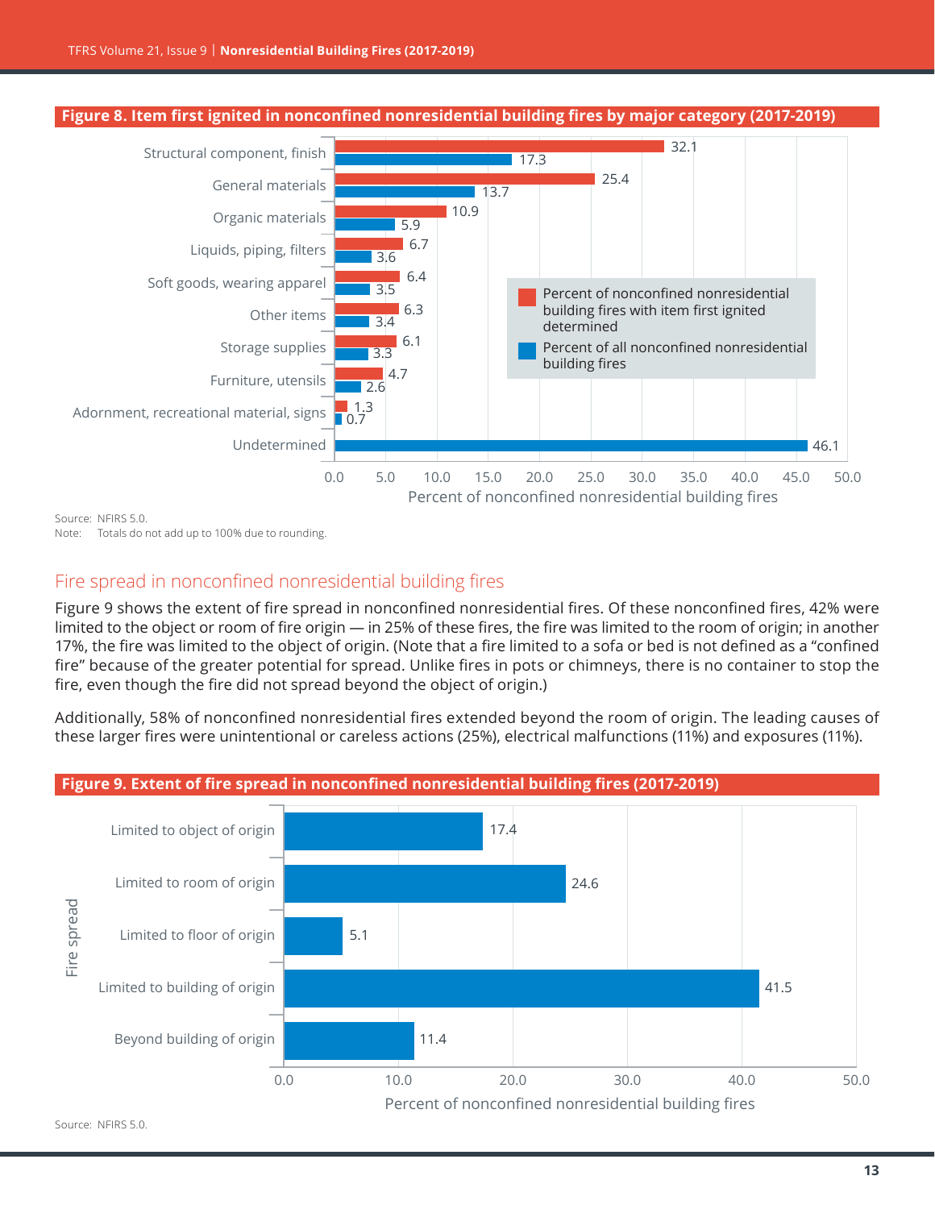**Figure 8. Item first ignited in nonconfined nonresidential building fires by major category (2017-2019)**

| Item first ignited | Percent of nonconfined nonresidential building fires with item first ignited determined | Percent of all nonconfined nonresidential building fires |
|---|---|---|
| Structural component, finish | 32.1 | 17.3 |
| General materials | 25.4 | 13.7 |
| Organic materials | 10.9 | 5.9 |
| Liquids, piping, filters | 6.7 | 3.6 |
| Soft goods, wearing apparel | 6.4 | 3.5 |
| Other items | 6.3 | 3.4 |
| Storage supplies | 6.1 | 3.3 |
| Furniture, utensils | 4.7 | 2.6 |
| Adornment, recreational material, signs | 1.3 | 0.7 |
| Undetermined | | 46.1 |

Source: NFIRS 5.0.
Note: Totals do not add up to 100% due to rounding.

## Fire spread in nonconfined nonresidential building fires

Figure 9 shows the extent of fire spread in nonconfined nonresidential fires. Of these nonconfined fires, 42% were limited to the object or room of fire origin — in 25% of these fires, the fire was limited to the room of origin; in another 17%, the fire was limited to the object of origin. (Note that a fire limited to a sofa or bed is not defined as a "confined fire" because of the greater potential for spread. Unlike fires in pots or chimneys, there is no container to stop the fire, even though the fire did not spread beyond the object of origin.)

Additionally, 58% of nonconfined nonresidential fires extended beyond the room of origin. The leading causes of these larger fires were unintentional or careless actions (25%), electrical malfunctions (11%) and exposures (11%).

**Figure 9. Extent of fire spread in nonconfined nonresidential building fires (2017-2019)**

| Fire spread | Percent of nonconfined nonresidential building fires |
|---|---|
| Limited to object of origin | 17.4 |
| Limited to room of origin | 24.6 |
| Limited to floor of origin | 5.1 |
| Limited to building of origin | 41.5 |
| Beyond building of origin | 11.4 |

Source: NFIRS 5.0.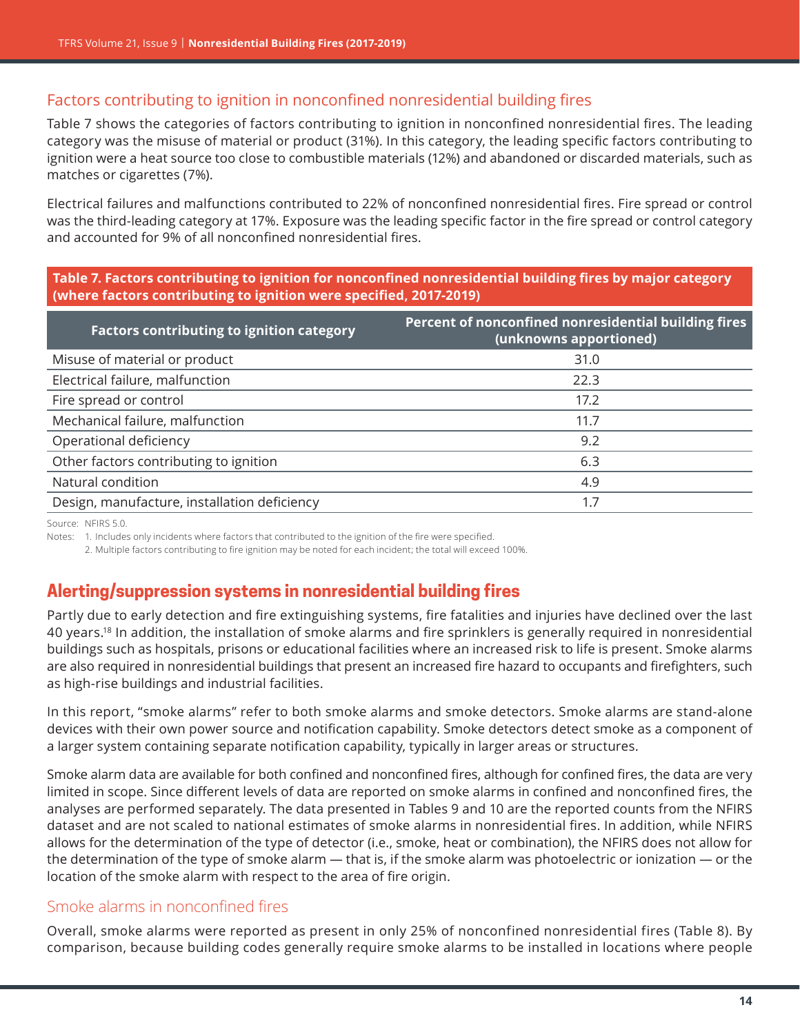### Factors contributing to ignition in nonconfined nonresidential building fires

Table 7 shows the categories of factors contributing to ignition in nonconfined nonresidential fires. The leading category was the misuse of material or product (31%). In this category, the leading specific factors contributing to ignition were a heat source too close to combustible materials (12%) and abandoned or discarded materials, such as matches or cigarettes (7%).

Electrical failures and malfunctions contributed to 22% of nonconfined nonresidential fires. Fire spread or control was the third-leading category at 17%. Exposure was the leading specific factor in the fire spread or control category and accounted for 9% of all nonconfined nonresidential fires.

**Table 7. Factors contributing to ignition for nonconfined nonresidential building fires by major category (where factors contributing to ignition were specified, 2017-2019)**

| Factors contributing to ignition category | Percent of nonconfined nonresidential building fires (unknowns apportioned) |
|---|---|
| Misuse of material or product | 31.0 |
| Electrical failure, malfunction | 22.3 |
| Fire spread or control | 17.2 |
| Mechanical failure, malfunction | 11.7 |
| Operational deficiency | 9.2 |
| Other factors contributing to ignition | 6.3 |
| Natural condition | 4.9 |
| Design, manufacture, installation deficiency | 1.7 |

Source: NFIRS 5.0.

Notes: 1. Includes only incidents where factors that contributed to the ignition of the fire were specified.
2. Multiple factors contributing to fire ignition may be noted for each incident; the total will exceed 100%.

## Alerting/suppression systems in nonresidential building fires

Partly due to early detection and fire extinguishing systems, fire fatalities and injuries have declined over the last 40 years.[18] In addition, the installation of smoke alarms and fire sprinklers is generally required in nonresidential buildings such as hospitals, prisons or educational facilities where an increased risk to life is present. Smoke alarms are also required in nonresidential buildings that present an increased fire hazard to occupants and firefighters, such as high-rise buildings and industrial facilities.

In this report, "smoke alarms" refer to both smoke alarms and smoke detectors. Smoke alarms are stand-alone devices with their own power source and notification capability. Smoke detectors detect smoke as a component of a larger system containing separate notification capability, typically in larger areas or structures.

Smoke alarm data are available for both confined and nonconfined fires, although for confined fires, the data are very limited in scope. Since different levels of data are reported on smoke alarms in confined and nonconfined fires, the analyses are performed separately. The data presented in Tables 9 and 10 are the reported counts from the NFIRS dataset and are not scaled to national estimates of smoke alarms in nonresidential fires. In addition, while NFIRS allows for the determination of the type of detector (i.e., smoke, heat or combination), the NFIRS does not allow for the determination of the type of smoke alarm — that is, if the smoke alarm was photoelectric or ionization — or the location of the smoke alarm with respect to the area of fire origin.

### Smoke alarms in nonconfined fires

Overall, smoke alarms were reported as present in only 25% of nonconfined nonresidential fires (Table 8). By comparison, because building codes generally require smoke alarms to be installed in locations where people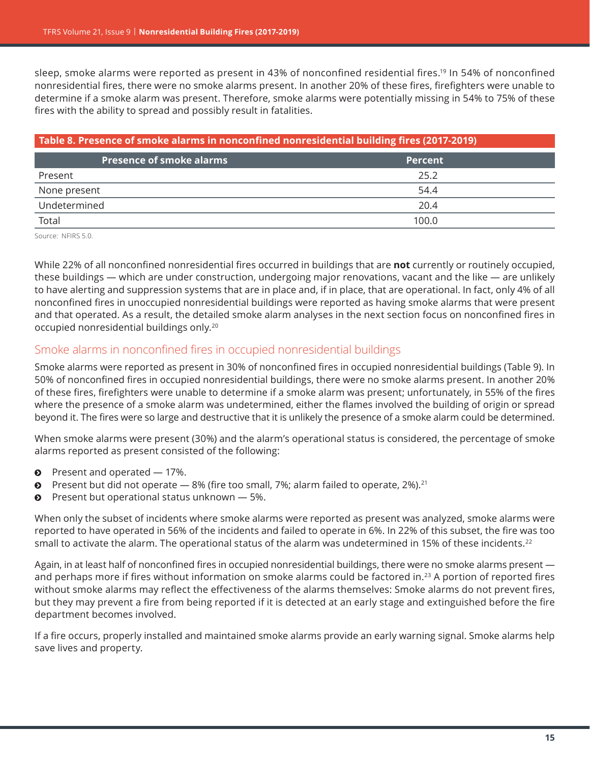sleep, smoke alarms were reported as present in 43% of nonconfined residential fires.[19] In 54% of nonconfined nonresidential fires, there were no smoke alarms present. In another 20% of these fires, firefighters were unable to determine if a smoke alarm was present. Therefore, smoke alarms were potentially missing in 54% to 75% of these fires with the ability to spread and possibly result in fatalities.

**Table 8. Presence of smoke alarms in nonconfined nonresidential building fires (2017-2019)**

| Presence of smoke alarms | Percent |
|---|---|
| Present | 25.2 |
| None present | 54.4 |
| Undetermined | 20.4 |
| Total | 100.0 |

Source: NFIRS 5.0.

While 22% of all nonconfined nonresidential fires occurred in buildings that are **not** currently or routinely occupied, these buildings — which are under construction, undergoing major renovations, vacant and the like — are unlikely to have alerting and suppression systems that are in place and, if in place, that are operational. In fact, only 4% of all nonconfined fires in unoccupied nonresidential buildings were reported as having smoke alarms that were present and that operated. As a result, the detailed smoke alarm analyses in the next section focus on nonconfined fires in occupied nonresidential buildings only.[20]

## Smoke alarms in nonconfined fires in occupied nonresidential buildings

Smoke alarms were reported as present in 30% of nonconfined fires in occupied nonresidential buildings (Table 9). In 50% of nonconfined fires in occupied nonresidential buildings, there were no smoke alarms present. In another 20% of these fires, firefighters were unable to determine if a smoke alarm was present; unfortunately, in 55% of the fires where the presence of a smoke alarm was undetermined, either the flames involved the building of origin or spread beyond it. The fires were so large and destructive that it is unlikely the presence of a smoke alarm could be determined.

When smoke alarms were present (30%) and the alarm's operational status is considered, the percentage of smoke alarms reported as present consisted of the following:

- Present and operated — 17%.
- Present but did not operate — 8% (fire too small, 7%; alarm failed to operate, 2%).[21]
- Present but operational status unknown — 5%.

When only the subset of incidents where smoke alarms were reported as present was analyzed, smoke alarms were reported to have operated in 56% of the incidents and failed to operate in 6%. In 22% of this subset, the fire was too small to activate the alarm. The operational status of the alarm was undetermined in 15% of these incidents.[22]

Again, in at least half of nonconfined fires in occupied nonresidential buildings, there were no smoke alarms present — and perhaps more if fires without information on smoke alarms could be factored in.[23] A portion of reported fires without smoke alarms may reflect the effectiveness of the alarms themselves: Smoke alarms do not prevent fires, but they may prevent a fire from being reported if it is detected at an early stage and extinguished before the fire department becomes involved.

If a fire occurs, properly installed and maintained smoke alarms provide an early warning signal. Smoke alarms help save lives and property.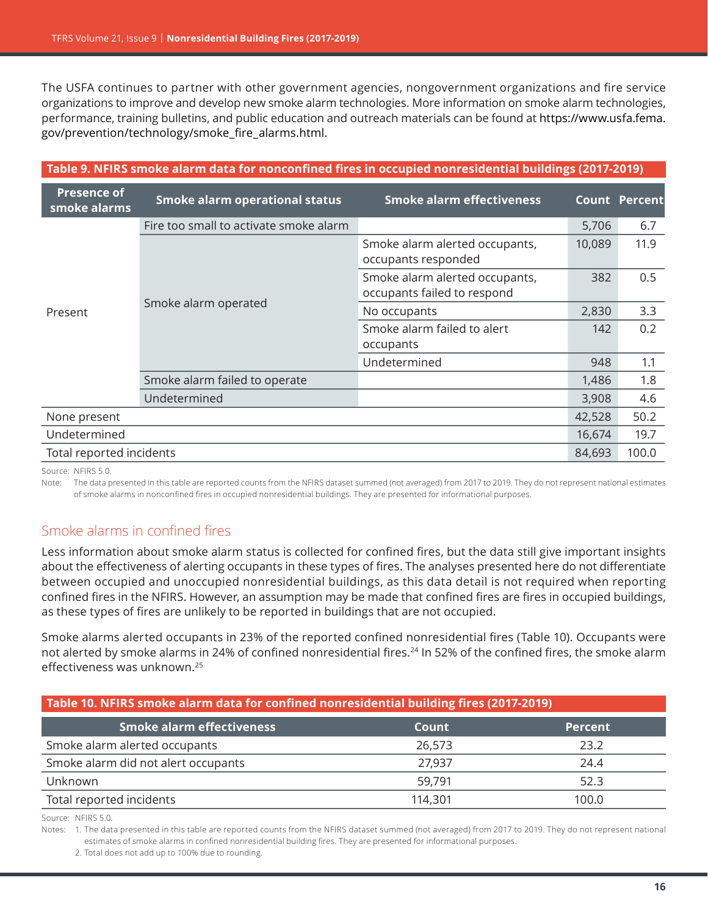The USFA continues to partner with other government agencies, nongovernment organizations and fire service organizations to improve and develop new smoke alarm technologies. More information on smoke alarm technologies, performance, training bulletins, and public education and outreach materials can be found at https://www.usfa.fema.gov/prevention/technology/smoke_fire_alarms.html.

**Table 9. NFIRS smoke alarm data for nonconfined fires in occupied nonresidential buildings (2017-2019)**

| Presence of smoke alarms | Smoke alarm operational status | Smoke alarm effectiveness | Count | Percent |
|---|---|---|---|---|
| Present | Fire too small to activate smoke alarm | | 5,706 | 6.7 |
| | Smoke alarm operated | Smoke alarm alerted occupants, occupants responded | 10,089 | 11.9 |
| | | Smoke alarm alerted occupants, occupants failed to respond | 382 | 0.5 |
| | | No occupants | 2,830 | 3.3 |
| | | Smoke alarm failed to alert occupants | 142 | 0.2 |
| | | Undetermined | 948 | 1.1 |
| | Smoke alarm failed to operate | | 1,486 | 1.8 |
| | Undetermined | | 3,908 | 4.6 |
| None present | | | 42,528 | 50.2 |
| Undetermined | | | 16,674 | 19.7 |
| Total reported incidents | | | 84,693 | 100.0 |

Source: NFIRS 5.0.

Note: The data presented in this table are reported counts from the NFIRS dataset summed (not averaged) from 2017 to 2019. They do not represent national estimates of smoke alarms in nonconfined fires in occupied nonresidential buildings. They are presented for informational purposes.

## Smoke alarms in confined fires

Less information about smoke alarm status is collected for confined fires, but the data still give important insights about the effectiveness of alerting occupants in these types of fires. The analyses presented here do not differentiate between occupied and unoccupied nonresidential buildings, as this data detail is not required when reporting confined fires in the NFIRS. However, an assumption may be made that confined fires are fires in occupied buildings, as these types of fires are unlikely to be reported in buildings that are not occupied.

Smoke alarms alerted occupants in 23% of the reported confined nonresidential fires (Table 10). Occupants were not alerted by smoke alarms in 24% of confined nonresidential fires.[24] In 52% of the confined fires, the smoke alarm effectiveness was unknown.[25]

**Table 10. NFIRS smoke alarm data for confined nonresidential building fires (2017-2019)**

| Smoke alarm effectiveness | Count | Percent |
|---|---|---|
| Smoke alarm alerted occupants | 26,573 | 23.2 |
| Smoke alarm did not alert occupants | 27,937 | 24.4 |
| Unknown | 59,791 | 52.3 |
| Total reported incidents | 114,301 | 100.0 |

Source: NFIRS 5.0.

Notes: 1. The data presented in this table are reported counts from the NFIRS dataset summed (not averaged) from 2017 to 2019. They do not represent national estimates of smoke alarms in confined nonresidential building fires. They are presented for informational purposes.

2. Total does not add up to 100% due to rounding.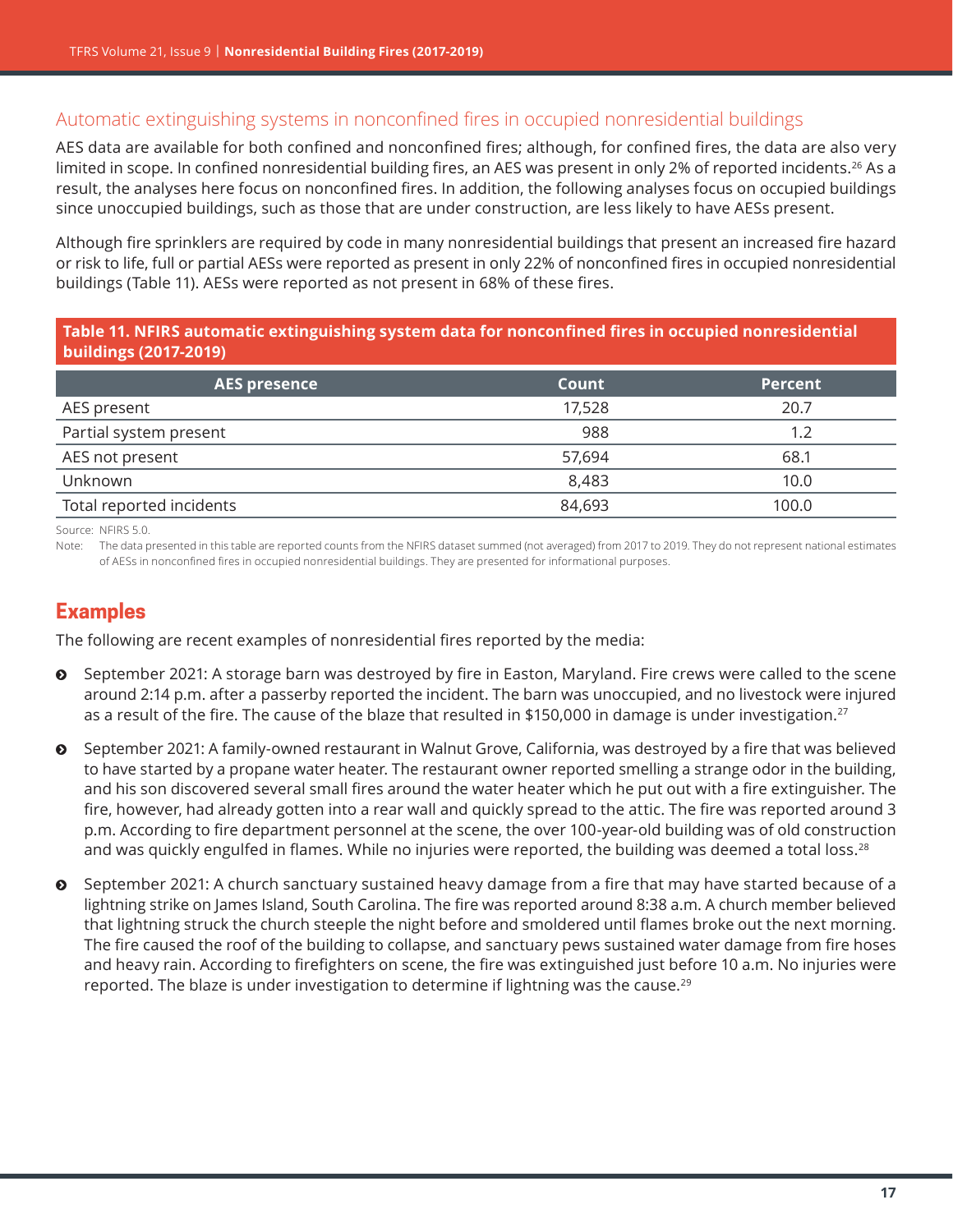## Automatic extinguishing systems in nonconfined fires in occupied nonresidential buildings

AES data are available for both confined and nonconfined fires; although, for confined fires, the data are also very limited in scope. In confined nonresidential building fires, an AES was present in only 2% of reported incidents.[26] As a result, the analyses here focus on nonconfined fires. In addition, the following analyses focus on occupied buildings since unoccupied buildings, such as those that are under construction, are less likely to have AESs present.

Although fire sprinklers are required by code in many nonresidential buildings that present an increased fire hazard or risk to life, full or partial AESs were reported as present in only 22% of nonconfined fires in occupied nonresidential buildings (Table 11). AESs were reported as not present in 68% of these fires.

**Table 11. NFIRS automatic extinguishing system data for nonconfined fires in occupied nonresidential buildings (2017-2019)**

| AES presence | Count | Percent |
|---|---|---|
| AES present | 17,528 | 20.7 |
| Partial system present | 988 | 1.2 |
| AES not present | 57,694 | 68.1 |
| Unknown | 8,483 | 10.0 |
| Total reported incidents | 84,693 | 100.0 |

Source: NFIRS 5.0.

Note: The data presented in this table are reported counts from the NFIRS dataset summed (not averaged) from 2017 to 2019. They do not represent national estimates of AESs in nonconfined fires in occupied nonresidential buildings. They are presented for informational purposes.

# Examples

The following are recent examples of nonresidential fires reported by the media:

- September 2021: A storage barn was destroyed by fire in Easton, Maryland. Fire crews were called to the scene around 2:14 p.m. after a passerby reported the incident. The barn was unoccupied, and no livestock were injured as a result of the fire. The cause of the blaze that resulted in $150,000 in damage is under investigation.[27]
- September 2021: A family-owned restaurant in Walnut Grove, California, was destroyed by a fire that was believed to have started by a propane water heater. The restaurant owner reported smelling a strange odor in the building, and his son discovered several small fires around the water heater which he put out with a fire extinguisher. The fire, however, had already gotten into a rear wall and quickly spread to the attic. The fire was reported around 3 p.m. According to fire department personnel at the scene, the over 100-year-old building was of old construction and was quickly engulfed in flames. While no injuries were reported, the building was deemed a total loss.[28]
- September 2021: A church sanctuary sustained heavy damage from a fire that may have started because of a lightning strike on James Island, South Carolina. The fire was reported around 8:38 a.m. A church member believed that lightning struck the church steeple the night before and smoldered until flames broke out the next morning. The fire caused the roof of the building to collapse, and sanctuary pews sustained water damage from fire hoses and heavy rain. According to firefighters on scene, the fire was extinguished just before 10 a.m. No injuries were reported. The blaze is under investigation to determine if lightning was the cause.[29]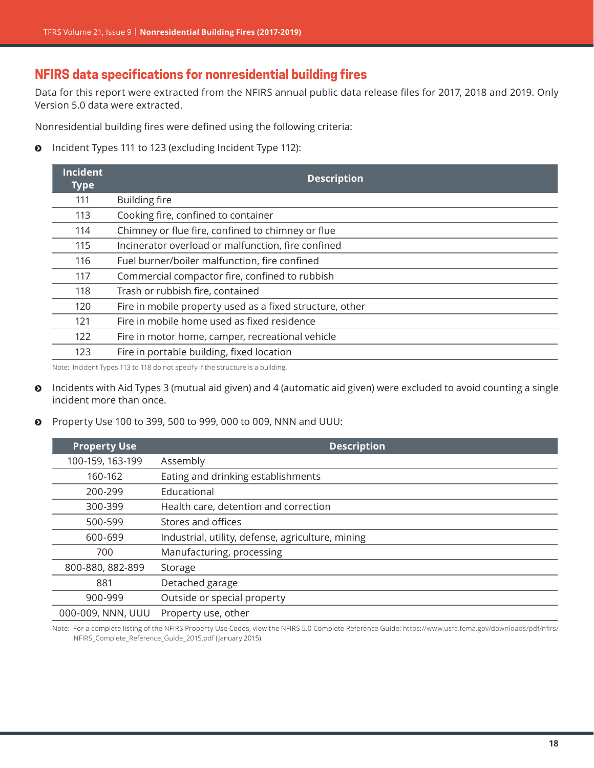## NFIRS data specifications for nonresidential building fires

Data for this report were extracted from the NFIRS annual public data release files for 2017, 2018 and 2019. Only Version 5.0 data were extracted.

Nonresidential building fires were defined using the following criteria:

- Incident Types 111 to 123 (excluding Incident Type 112):

| Incident Type | Description |
|---|---|
| 111 | Building fire |
| 113 | Cooking fire, confined to container |
| 114 | Chimney or flue fire, confined to chimney or flue |
| 115 | Incinerator overload or malfunction, fire confined |
| 116 | Fuel burner/boiler malfunction, fire confined |
| 117 | Commercial compactor fire, confined to rubbish |
| 118 | Trash or rubbish fire, contained |
| 120 | Fire in mobile property used as a fixed structure, other |
| 121 | Fire in mobile home used as fixed residence |
| 122 | Fire in motor home, camper, recreational vehicle |
| 123 | Fire in portable building, fixed location |

Note: Incident Types 113 to 118 do not specify if the structure is a building.

- Incidents with Aid Types 3 (mutual aid given) and 4 (automatic aid given) were excluded to avoid counting a single incident more than once.

- Property Use 100 to 399, 500 to 999, 000 to 009, NNN and UUU:

| Property Use | Description |
|---|---|
| 100-159, 163-199 | Assembly |
| 160-162 | Eating and drinking establishments |
| 200-299 | Educational |
| 300-399 | Health care, detention and correction |
| 500-599 | Stores and offices |
| 600-699 | Industrial, utility, defense, agriculture, mining |
| 700 | Manufacturing, processing |
| 800-880, 882-899 | Storage |
| 881 | Detached garage |
| 900-999 | Outside or special property |
| 000-009, NNN, UUU | Property use, other |

Note: For a complete listing of the NFIRS Property Use Codes, view the NFIRS 5.0 Complete Reference Guide: https://www.usfa.fema.gov/downloads/pdf/nfirs/NFIRS_Complete_Reference_Guide_2015.pdf (January 2015).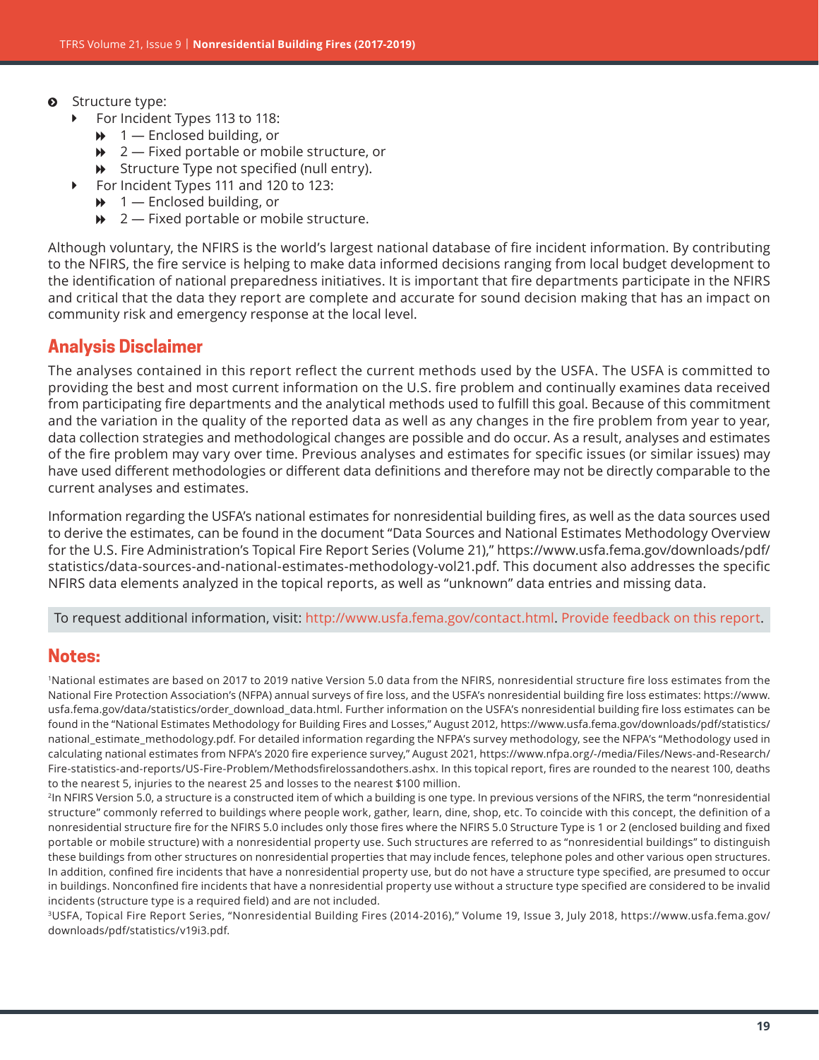- Structure type:
  - For Incident Types 113 to 118:
    - 1 — Enclosed building, or
    - 2 — Fixed portable or mobile structure, or
    - Structure Type not specified (null entry).
  - For Incident Types 111 and 120 to 123:
    - 1 — Enclosed building, or
    - 2 — Fixed portable or mobile structure.

Although voluntary, the NFIRS is the world's largest national database of fire incident information. By contributing to the NFIRS, the fire service is helping to make data informed decisions ranging from local budget development to the identification of national preparedness initiatives. It is important that fire departments participate in the NFIRS and critical that the data they report are complete and accurate for sound decision making that has an impact on community risk and emergency response at the local level.

## Analysis Disclaimer

The analyses contained in this report reflect the current methods used by the USFA. The USFA is committed to providing the best and most current information on the U.S. fire problem and continually examines data received from participating fire departments and the analytical methods used to fulfill this goal. Because of this commitment and the variation in the quality of the reported data as well as any changes in the fire problem from year to year, data collection strategies and methodological changes are possible and do occur. As a result, analyses and estimates of the fire problem may vary over time. Previous analyses and estimates for specific issues (or similar issues) may have used different methodologies or different data definitions and therefore may not be directly comparable to the current analyses and estimates.

Information regarding the USFA's national estimates for nonresidential building fires, as well as the data sources used to derive the estimates, can be found in the document "Data Sources and National Estimates Methodology Overview for the U.S. Fire Administration's Topical Fire Report Series (Volume 21)," https://www.usfa.fema.gov/downloads/pdf/statistics/data-sources-and-national-estimates-methodology-vol21.pdf. This document also addresses the specific NFIRS data elements analyzed in the topical reports, as well as "unknown" data entries and missing data.

To request additional information, visit: http://www.usfa.fema.gov/contact.html. Provide feedback on this report.

## Notes:

[1]National estimates are based on 2017 to 2019 native Version 5.0 data from the NFIRS, nonresidential structure fire loss estimates from the National Fire Protection Association's (NFPA) annual surveys of fire loss, and the USFA's nonresidential building fire loss estimates: https://www.usfa.fema.gov/data/statistics/order_download_data.html. Further information on the USFA's nonresidential building fire loss estimates can be found in the "National Estimates Methodology for Building Fires and Losses," August 2012, https://www.usfa.fema.gov/downloads/pdf/statistics/national_estimate_methodology.pdf. For detailed information regarding the NFPA's survey methodology, see the NFPA's "Methodology used in calculating national estimates from NFPA's 2020 fire experience survey," August 2021, https://www.nfpa.org/-/media/Files/News-and-Research/Fire-statistics-and-reports/US-Fire-Problem/Methodsfirelossandothers.ashx. In this topical report, fires are rounded to the nearest 100, deaths to the nearest 5, injuries to the nearest 25 and losses to the nearest $100 million.

[2]In NFIRS Version 5.0, a structure is a constructed item of which a building is one type. In previous versions of the NFIRS, the term "nonresidential structure" commonly referred to buildings where people work, gather, learn, dine, shop, etc. To coincide with this concept, the definition of a nonresidential structure fire for the NFIRS 5.0 includes only those fires where the NFIRS 5.0 Structure Type is 1 or 2 (enclosed building and fixed portable or mobile structure) with a nonresidential property use. Such structures are referred to as "nonresidential buildings" to distinguish these buildings from other structures on nonresidential properties that may include fences, telephone poles and other various open structures. In addition, confined fire incidents that have a nonresidential property use, but do not have a structure type specified, are presumed to occur in buildings. Nonconfined fire incidents that have a nonresidential property use without a structure type specified are considered to be invalid incidents (structure type is a required field) and are not included.

[3]USFA, Topical Fire Report Series, "Nonresidential Building Fires (2014-2016)," Volume 19, Issue 3, July 2018, https://www.usfa.fema.gov/downloads/pdf/statistics/v19i3.pdf.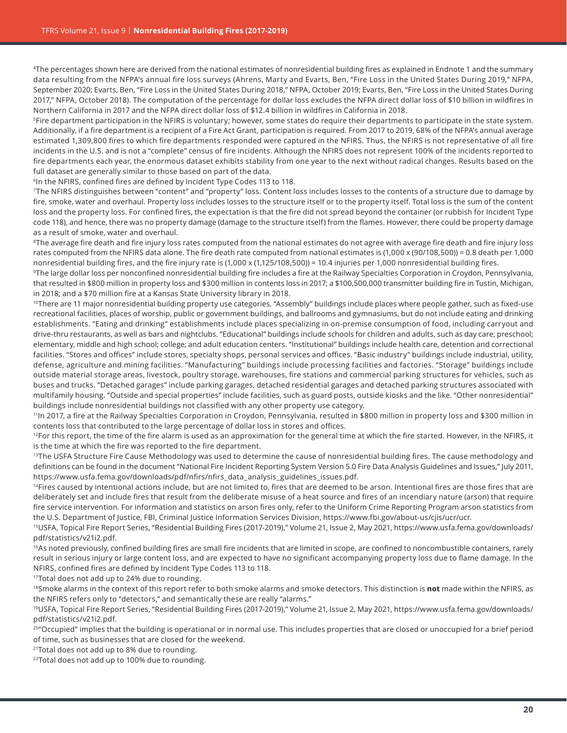[4]The percentages shown here are derived from the national estimates of nonresidential building fires as explained in Endnote 1 and the summary data resulting from the NFPA's annual fire loss surveys (Ahrens, Marty and Evarts, Ben, "Fire Loss in the United States During 2019," NFPA, September 2020; Evarts, Ben, "Fire Loss in the United States During 2018," NFPA, October 2019; Evarts, Ben, "Fire Loss in the United States During 2017," NFPA, October 2018). The computation of the percentage for dollar loss excludes the NFPA direct dollar loss of $10 billion in wildfires in Northern California in 2017 and the NFPA direct dollar loss of $12.4 billion in wildfires in California in 2018.

[5]Fire department participation in the NFIRS is voluntary; however, some states do require their departments to participate in the state system. Additionally, if a fire department is a recipient of a Fire Act Grant, participation is required. From 2017 to 2019, 68% of the NFPA's annual average estimated 1,309,800 fires to which fire departments responded were captured in the NFIRS. Thus, the NFIRS is not representative of all fire incidents in the U.S. and is not a "complete" census of fire incidents. Although the NFIRS does not represent 100% of the incidents reported to fire departments each year, the enormous dataset exhibits stability from one year to the next without radical changes. Results based on the full dataset are generally similar to those based on part of the data.

[6]In the NFIRS, confined fires are defined by Incident Type Codes 113 to 118.

[7]The NFIRS distinguishes between "content" and "property" loss. Content loss includes losses to the contents of a structure due to damage by fire, smoke, water and overhaul. Property loss includes losses to the structure itself or to the property itself. Total loss is the sum of the content loss and the property loss. For confined fires, the expectation is that the fire did not spread beyond the container (or rubbish for Incident Type code 118), and hence, there was no property damage (damage to the structure itself) from the flames. However, there could be property damage as a result of smoke, water and overhaul.

[8]The average fire death and fire injury loss rates computed from the national estimates do not agree with average fire death and fire injury loss rates computed from the NFIRS data alone. The fire death rate computed from national estimates is (1,000 x (90/108,500)) = 0.8 death per 1,000 nonresidential building fires, and the fire injury rate is (1,000 x (1,125/108,500)) = 10.4 injuries per 1,000 nonresidential building fires.

[9]The large dollar loss per nonconfined nonresidential building fire includes a fire at the Railway Specialties Corporation in Croydon, Pennsylvania, that resulted in $800 million in property loss and $300 million in contents loss in 2017; a $100,500,000 transmitter building fire in Tustin, Michigan, in 2018; and a $70 million fire at a Kansas State University library in 2018.

[10]There are 11 major nonresidential building property use categories. "Assembly" buildings include places where people gather, such as fixed-use recreational facilities, places of worship, public or government buildings, and ballrooms and gymnasiums, but do not include eating and drinking establishments. "Eating and drinking" establishments include places specializing in on-premise consumption of food, including carryout and drive-thru restaurants, as well as bars and nightclubs. "Educational" buildings include schools for children and adults, such as day care; preschool; elementary, middle and high school; college; and adult education centers. "Institutional" buildings include health care, detention and correctional facilities. "Stores and offices" include stores, specialty shops, personal services and offices. "Basic industry" buildings include industrial, utility, defense, agriculture and mining facilities. "Manufacturing" buildings include processing facilities and factories. "Storage" buildings include outside material storage areas, livestock, poultry storage, warehouses, fire stations and commercial parking structures for vehicles, such as buses and trucks. "Detached garages" include parking garages, detached residential garages and detached parking structures associated with multifamily housing. "Outside and special properties" include facilities, such as guard posts, outside kiosks and the like. "Other nonresidential" buildings include nonresidential buildings not classified with any other property use category.

[11]In 2017, a fire at the Railway Specialties Corporation in Croydon, Pennsylvania, resulted in $800 million in property loss and $300 million in contents loss that contributed to the large percentage of dollar loss in stores and offices.

[12]For this report, the time of the fire alarm is used as an approximation for the general time at which the fire started. However, in the NFIRS, it is the time at which the fire was reported to the fire department.

[13]The USFA Structure Fire Cause Methodology was used to determine the cause of nonresidential building fires. The cause methodology and definitions can be found in the document "National Fire Incident Reporting System Version 5.0 Fire Data Analysis Guidelines and Issues," July 2011, https://www.usfa.fema.gov/downloads/pdf/nfirs/nfirs_data_analysis_guidelines_issues.pdf.

[14]Fires caused by intentional actions include, but are not limited to, fires that are deemed to be arson. Intentional fires are those fires that are deliberately set and include fires that result from the deliberate misuse of a heat source and fires of an incendiary nature (arson) that require fire service intervention. For information and statistics on arson fires only, refer to the Uniform Crime Reporting Program arson statistics from the U.S. Department of Justice, FBI, Criminal Justice Information Services Division, https://www.fbi.gov/about-us/cjis/ucr/ucr.

[15]USFA, Topical Fire Report Series, "Residential Building Fires (2017-2019)," Volume 21, Issue 2, May 2021, https://www.usfa.fema.gov/downloads/pdf/statistics/v21i2.pdf.

[16]As noted previously, confined building fires are small fire incidents that are limited in scope, are confined to noncombustible containers, rarely result in serious injury or large content loss, and are expected to have no significant accompanying property loss due to flame damage. In the NFIRS, confined fires are defined by Incident Type Codes 113 to 118.

[17]Total does not add up to 24% due to rounding.

[18]Smoke alarms in the context of this report refer to both smoke alarms and smoke detectors. This distinction is **not** made within the NFIRS, as the NFIRS refers only to "detectors," and semantically these are really "alarms."

[19]USFA, Topical Fire Report Series, "Residential Building Fires (2017-2019)," Volume 21, Issue 2, May 2021, https://www.usfa.fema.gov/downloads/pdf/statistics/v21i2.pdf.

[20]"Occupied" implies that the building is operational or in normal use. This includes properties that are closed or unoccupied for a brief period of time, such as businesses that are closed for the weekend.

[21]Total does not add up to 8% due to rounding.

[22]Total does not add up to 100% due to rounding.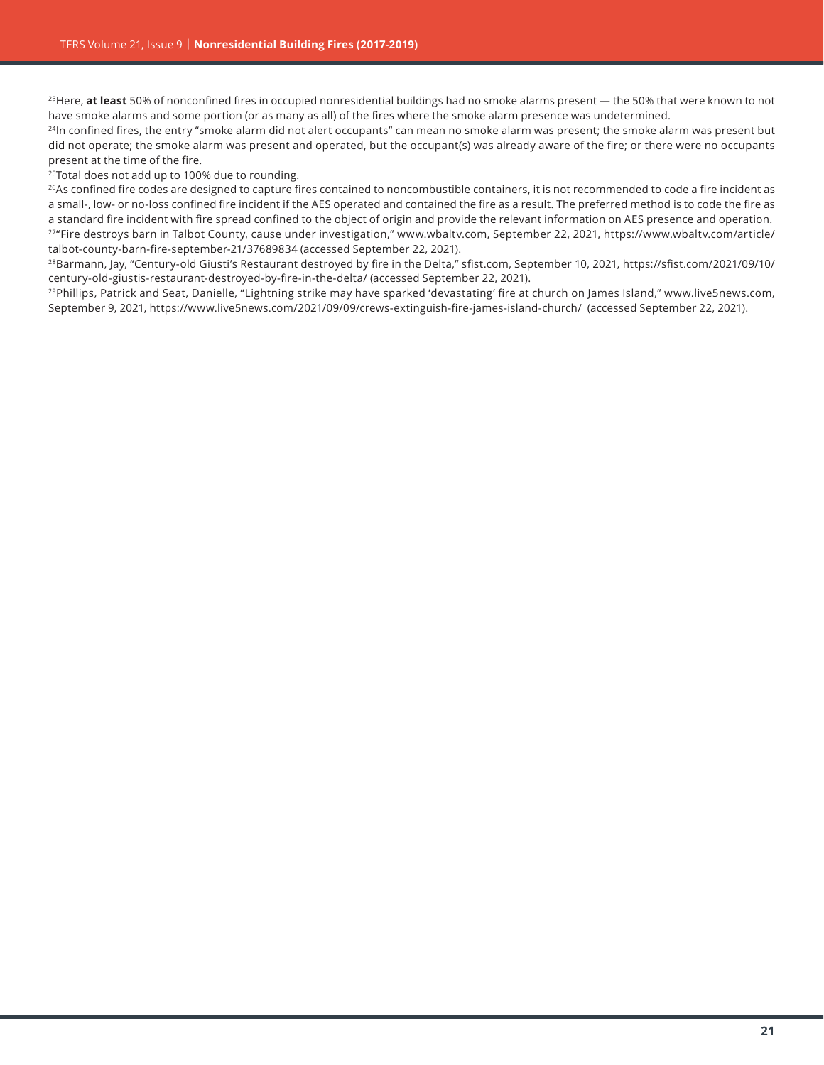[23]Here, **at least** 50% of nonconfined fires in occupied nonresidential buildings had no smoke alarms present — the 50% that were known to not have smoke alarms and some portion (or as many as all) of the fires where the smoke alarm presence was undetermined.

[24]In confined fires, the entry "smoke alarm did not alert occupants" can mean no smoke alarm was present; the smoke alarm was present but did not operate; the smoke alarm was present and operated, but the occupant(s) was already aware of the fire; or there were no occupants present at the time of the fire.

[25]Total does not add up to 100% due to rounding.

[26]As confined fire codes are designed to capture fires contained to noncombustible containers, it is not recommended to code a fire incident as a small-, low- or no-loss confined fire incident if the AES operated and contained the fire as a result. The preferred method is to code the fire as a standard fire incident with fire spread confined to the object of origin and provide the relevant information on AES presence and operation.

[27]"Fire destroys barn in Talbot County, cause under investigation," www.wbaltv.com, September 22, 2021, https://www.wbaltv.com/article/talbot-county-barn-fire-september-21/37689834 (accessed September 22, 2021).

[28]Barmann, Jay, "Century-old Giusti's Restaurant destroyed by fire in the Delta," sfist.com, September 10, 2021, https://sfist.com/2021/09/10/century-old-giustis-restaurant-destroyed-by-fire-in-the-delta/ (accessed September 22, 2021).

[29]Phillips, Patrick and Seat, Danielle, "Lightning strike may have sparked 'devastating' fire at church on James Island," www.live5news.com, September 9, 2021, https://www.live5news.com/2021/09/09/crews-extinguish-fire-james-island-church/ (accessed September 22, 2021).